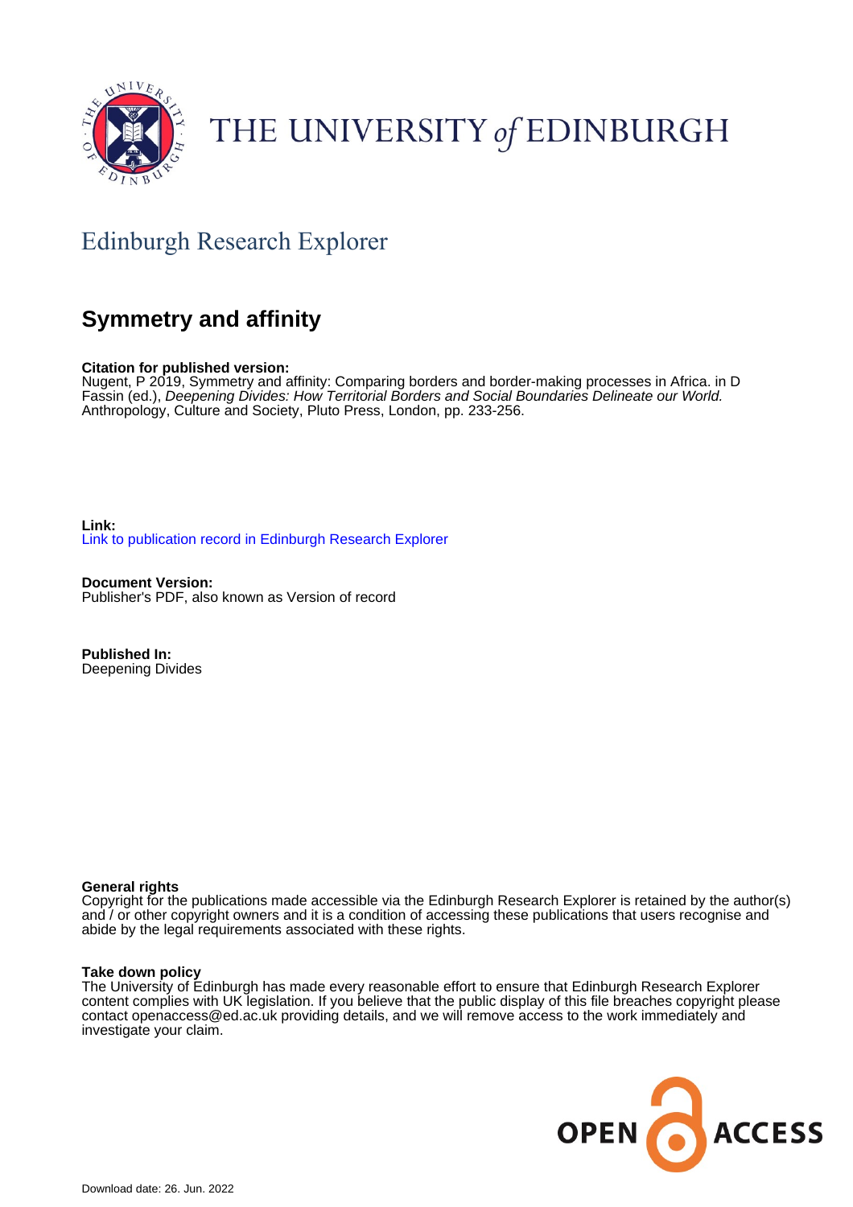THE UNIVERSITY of EDINBURGH

## Edinburgh Research Explorer

# Symmetry and affinity

**Citation for published version:**
Nugent, P 2019, Symmetry and affinity: Comparing borders and border-making processes in Africa. in D Fassin (ed.), *Deepening Divides: How Territorial Borders and Social Boundaries Delineate our World.* Anthropology, Culture and Society, Pluto Press, London, pp. 233-256.

**Link:**
Link to publication record in Edinburgh Research Explorer

**Document Version:**
Publisher's PDF, also known as Version of record

**Published In:**
Deepening Divides

**General rights**
Copyright for the publications made accessible via the Edinburgh Research Explorer is retained by the author(s) and / or other copyright owners and it is a condition of accessing these publications that users recognise and abide by the legal requirements associated with these rights.

**Take down policy**
The University of Edinburgh has made every reasonable effort to ensure that Edinburgh Research Explorer content complies with UK legislation. If you believe that the public display of this file breaches copyright please contact openaccess@ed.ac.uk providing details, and we will remove access to the work immediately and investigate your claim.

OPEN ACCESS

Download date: 26. Jun. 2022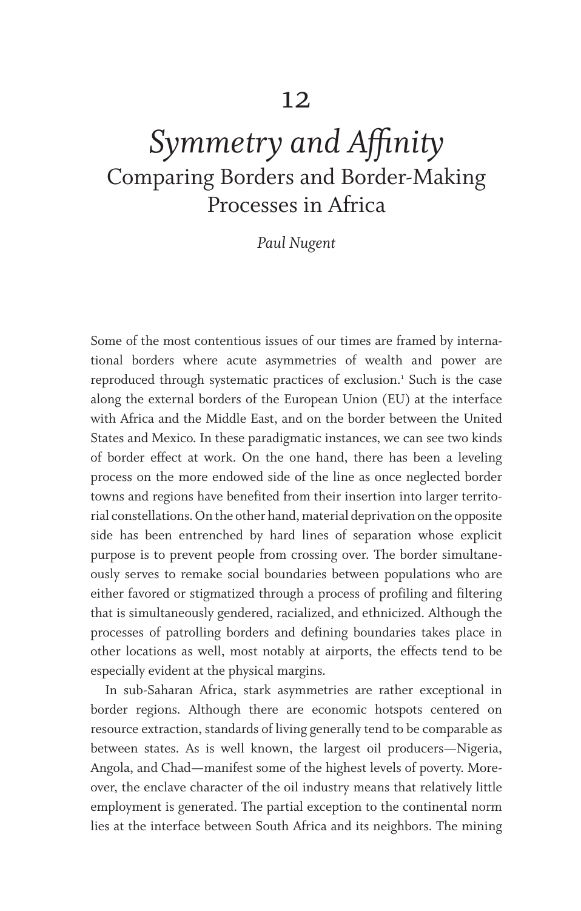# 12

# *Symmetry and Affinity*

## Comparing Borders and Border-Making Processes in Africa

*Paul Nugent*

Some of the most contentious issues of our times are framed by international borders where acute asymmetries of wealth and power are reproduced through systematic practices of exclusion.[1] Such is the case along the external borders of the European Union (EU) at the interface with Africa and the Middle East, and on the border between the United States and Mexico. In these paradigmatic instances, we can see two kinds of border effect at work. On the one hand, there has been a leveling process on the more endowed side of the line as once neglected border towns and regions have benefited from their insertion into larger territorial constellations. On the other hand, material deprivation on the opposite side has been entrenched by hard lines of separation whose explicit purpose is to prevent people from crossing over. The border simultaneously serves to remake social boundaries between populations who are either favored or stigmatized through a process of profiling and filtering that is simultaneously gendered, racialized, and ethnicized. Although the processes of patrolling borders and defining boundaries takes place in other locations as well, most notably at airports, the effects tend to be especially evident at the physical margins.

In sub-Saharan Africa, stark asymmetries are rather exceptional in border regions. Although there are economic hotspots centered on resource extraction, standards of living generally tend to be comparable as between states. As is well known, the largest oil producers—Nigeria, Angola, and Chad—manifest some of the highest levels of poverty. Moreover, the enclave character of the oil industry means that relatively little employment is generated. The partial exception to the continental norm lies at the interface between South Africa and its neighbors. The mining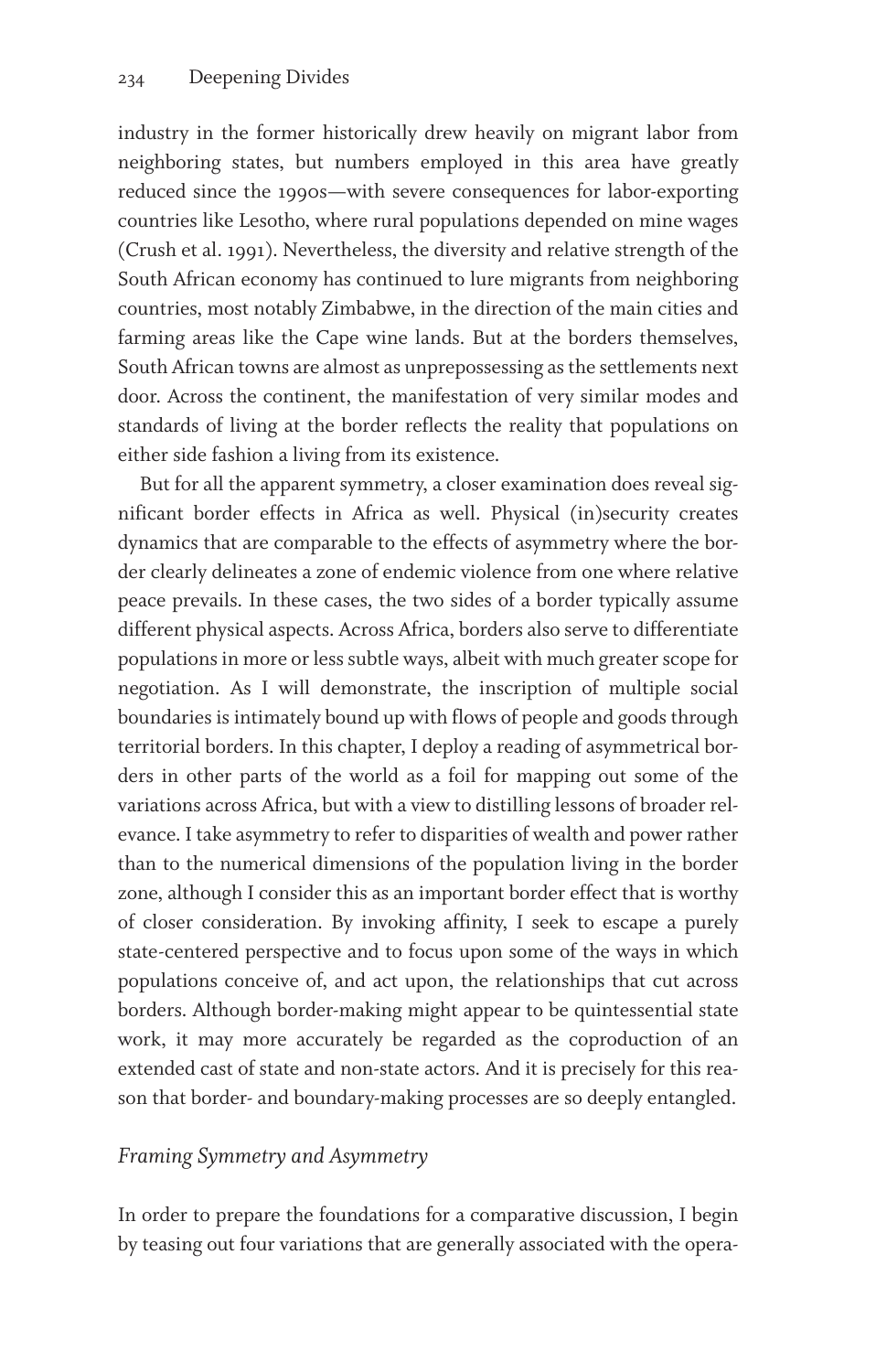industry in the former historically drew heavily on migrant labor from neighboring states, but numbers employed in this area have greatly reduced since the 1990s—with severe consequences for labor-exporting countries like Lesotho, where rural populations depended on mine wages (Crush et al. 1991). Nevertheless, the diversity and relative strength of the South African economy has continued to lure migrants from neighboring countries, most notably Zimbabwe, in the direction of the main cities and farming areas like the Cape wine lands. But at the borders themselves, South African towns are almost as unprepossessing as the settlements next door. Across the continent, the manifestation of very similar modes and standards of living at the border reflects the reality that populations on either side fashion a living from its existence.

But for all the apparent symmetry, a closer examination does reveal significant border effects in Africa as well. Physical (in)security creates dynamics that are comparable to the effects of asymmetry where the border clearly delineates a zone of endemic violence from one where relative peace prevails. In these cases, the two sides of a border typically assume different physical aspects. Across Africa, borders also serve to differentiate populations in more or less subtle ways, albeit with much greater scope for negotiation. As I will demonstrate, the inscription of multiple social boundaries is intimately bound up with flows of people and goods through territorial borders. In this chapter, I deploy a reading of asymmetrical borders in other parts of the world as a foil for mapping out some of the variations across Africa, but with a view to distilling lessons of broader relevance. I take asymmetry to refer to disparities of wealth and power rather than to the numerical dimensions of the population living in the border zone, although I consider this as an important border effect that is worthy of closer consideration. By invoking affinity, I seek to escape a purely state-centered perspective and to focus upon some of the ways in which populations conceive of, and act upon, the relationships that cut across borders. Although border-making might appear to be quintessential state work, it may more accurately be regarded as the coproduction of an extended cast of state and non-state actors. And it is precisely for this reason that border- and boundary-making processes are so deeply entangled.

## *Framing Symmetry and Asymmetry*

In order to prepare the foundations for a comparative discussion, I begin by teasing out four variations that are generally associated with the opera-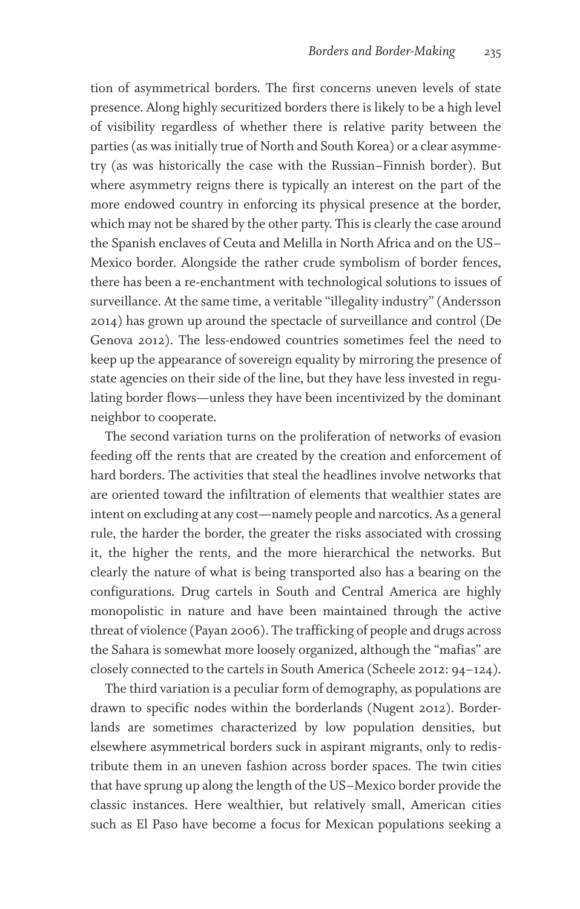tion of asymmetrical borders. The first concerns uneven levels of state presence. Along highly securitized borders there is likely to be a high level of visibility regardless of whether there is relative parity between the parties (as was initially true of North and South Korea) or a clear asymmetry (as was historically the case with the Russian–Finnish border). But where asymmetry reigns there is typically an interest on the part of the more endowed country in enforcing its physical presence at the border, which may not be shared by the other party. This is clearly the case around the Spanish enclaves of Ceuta and Melilla in North Africa and on the US–Mexico border. Alongside the rather crude symbolism of border fences, there has been a re-enchantment with technological solutions to issues of surveillance. At the same time, a veritable "illegality industry" (Andersson 2014) has grown up around the spectacle of surveillance and control (De Genova 2012). The less-endowed countries sometimes feel the need to keep up the appearance of sovereign equality by mirroring the presence of state agencies on their side of the line, but they have less invested in regulating border flows—unless they have been incentivized by the dominant neighbor to cooperate.

The second variation turns on the proliferation of networks of evasion feeding off the rents that are created by the creation and enforcement of hard borders. The activities that steal the headlines involve networks that are oriented toward the infiltration of elements that wealthier states are intent on excluding at any cost—namely people and narcotics. As a general rule, the harder the border, the greater the risks associated with crossing it, the higher the rents, and the more hierarchical the networks. But clearly the nature of what is being transported also has a bearing on the configurations. Drug cartels in South and Central America are highly monopolistic in nature and have been maintained through the active threat of violence (Payan 2006). The trafficking of people and drugs across the Sahara is somewhat more loosely organized, although the "mafias" are closely connected to the cartels in South America (Scheele 2012: 94–124).

The third variation is a peculiar form of demography, as populations are drawn to specific nodes within the borderlands (Nugent 2012). Borderlands are sometimes characterized by low population densities, but elsewhere asymmetrical borders suck in aspirant migrants, only to redistribute them in an uneven fashion across border spaces. The twin cities that have sprung up along the length of the US–Mexico border provide the classic instances. Here wealthier, but relatively small, American cities such as El Paso have become a focus for Mexican populations seeking a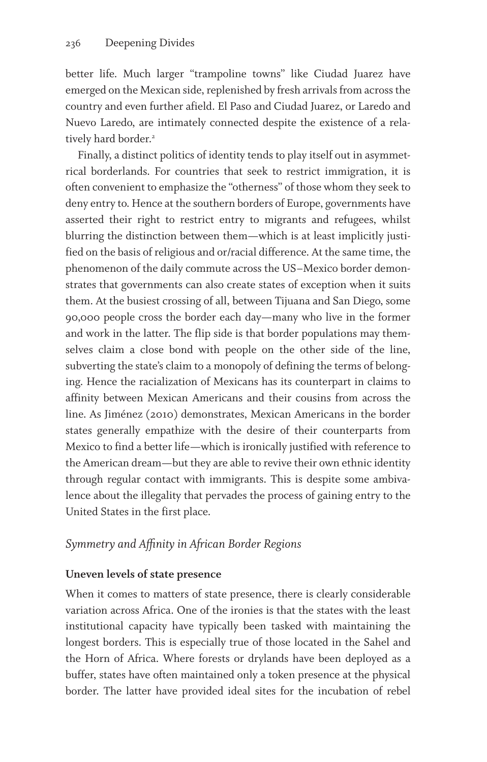better life. Much larger "trampoline towns" like Ciudad Juarez have emerged on the Mexican side, replenished by fresh arrivals from across the country and even further afield. El Paso and Ciudad Juarez, or Laredo and Nuevo Laredo, are intimately connected despite the existence of a relatively hard border.[2]

Finally, a distinct politics of identity tends to play itself out in asymmetrical borderlands. For countries that seek to restrict immigration, it is often convenient to emphasize the "otherness" of those whom they seek to deny entry to. Hence at the southern borders of Europe, governments have asserted their right to restrict entry to migrants and refugees, whilst blurring the distinction between them—which is at least implicitly justified on the basis of religious and or/racial difference. At the same time, the phenomenon of the daily commute across the US–Mexico border demonstrates that governments can also create states of exception when it suits them. At the busiest crossing of all, between Tijuana and San Diego, some 90,000 people cross the border each day—many who live in the former and work in the latter. The flip side is that border populations may themselves claim a close bond with people on the other side of the line, subverting the state's claim to a monopoly of defining the terms of belonging. Hence the racialization of Mexicans has its counterpart in claims to affinity between Mexican Americans and their cousins from across the line. As Jiménez (2010) demonstrates, Mexican Americans in the border states generally empathize with the desire of their counterparts from Mexico to find a better life—which is ironically justified with reference to the American dream—but they are able to revive their own ethnic identity through regular contact with immigrants. This is despite some ambivalence about the illegality that pervades the process of gaining entry to the United States in the first place.

## *Symmetry and Affinity in African Border Regions*

### Uneven levels of state presence

When it comes to matters of state presence, there is clearly considerable variation across Africa. One of the ironies is that the states with the least institutional capacity have typically been tasked with maintaining the longest borders. This is especially true of those located in the Sahel and the Horn of Africa. Where forests or drylands have been deployed as a buffer, states have often maintained only a token presence at the physical border. The latter have provided ideal sites for the incubation of rebel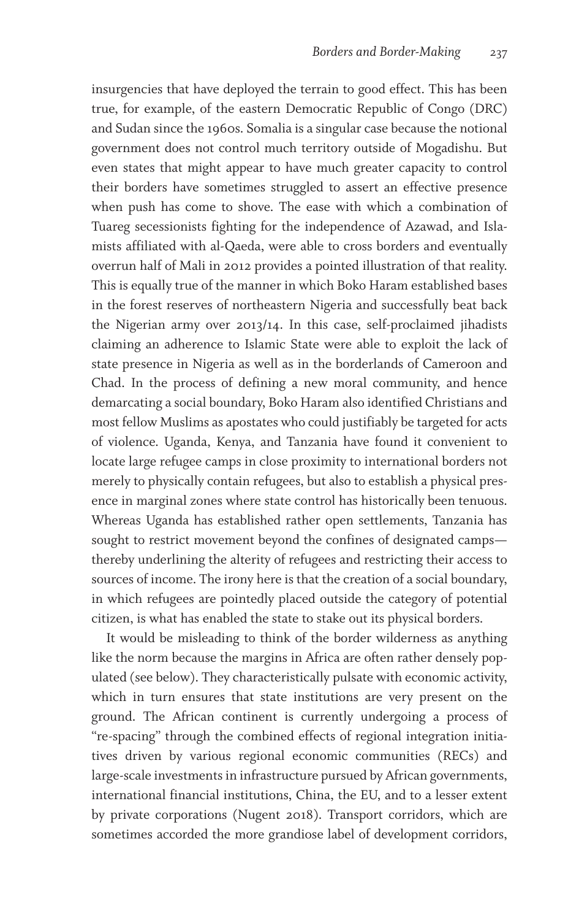insurgencies that have deployed the terrain to good effect. This has been true, for example, of the eastern Democratic Republic of Congo (DRC) and Sudan since the 1960s. Somalia is a singular case because the notional government does not control much territory outside of Mogadishu. But even states that might appear to have much greater capacity to control their borders have sometimes struggled to assert an effective presence when push has come to shove. The ease with which a combination of Tuareg secessionists fighting for the independence of Azawad, and Islamists affiliated with al-Qaeda, were able to cross borders and eventually overrun half of Mali in 2012 provides a pointed illustration of that reality. This is equally true of the manner in which Boko Haram established bases in the forest reserves of northeastern Nigeria and successfully beat back the Nigerian army over 2013/14. In this case, self-proclaimed jihadists claiming an adherence to Islamic State were able to exploit the lack of state presence in Nigeria as well as in the borderlands of Cameroon and Chad. In the process of defining a new moral community, and hence demarcating a social boundary, Boko Haram also identified Christians and most fellow Muslims as apostates who could justifiably be targeted for acts of violence. Uganda, Kenya, and Tanzania have found it convenient to locate large refugee camps in close proximity to international borders not merely to physically contain refugees, but also to establish a physical presence in marginal zones where state control has historically been tenuous. Whereas Uganda has established rather open settlements, Tanzania has sought to restrict movement beyond the confines of designated camps—thereby underlining the alterity of refugees and restricting their access to sources of income. The irony here is that the creation of a social boundary, in which refugees are pointedly placed outside the category of potential citizen, is what has enabled the state to stake out its physical borders.

It would be misleading to think of the border wilderness as anything like the norm because the margins in Africa are often rather densely populated (see below). They characteristically pulsate with economic activity, which in turn ensures that state institutions are very present on the ground. The African continent is currently undergoing a process of "re-spacing" through the combined effects of regional integration initiatives driven by various regional economic communities (RECs) and large-scale investments in infrastructure pursued by African governments, international financial institutions, China, the EU, and to a lesser extent by private corporations (Nugent 2018). Transport corridors, which are sometimes accorded the more grandiose label of development corridors,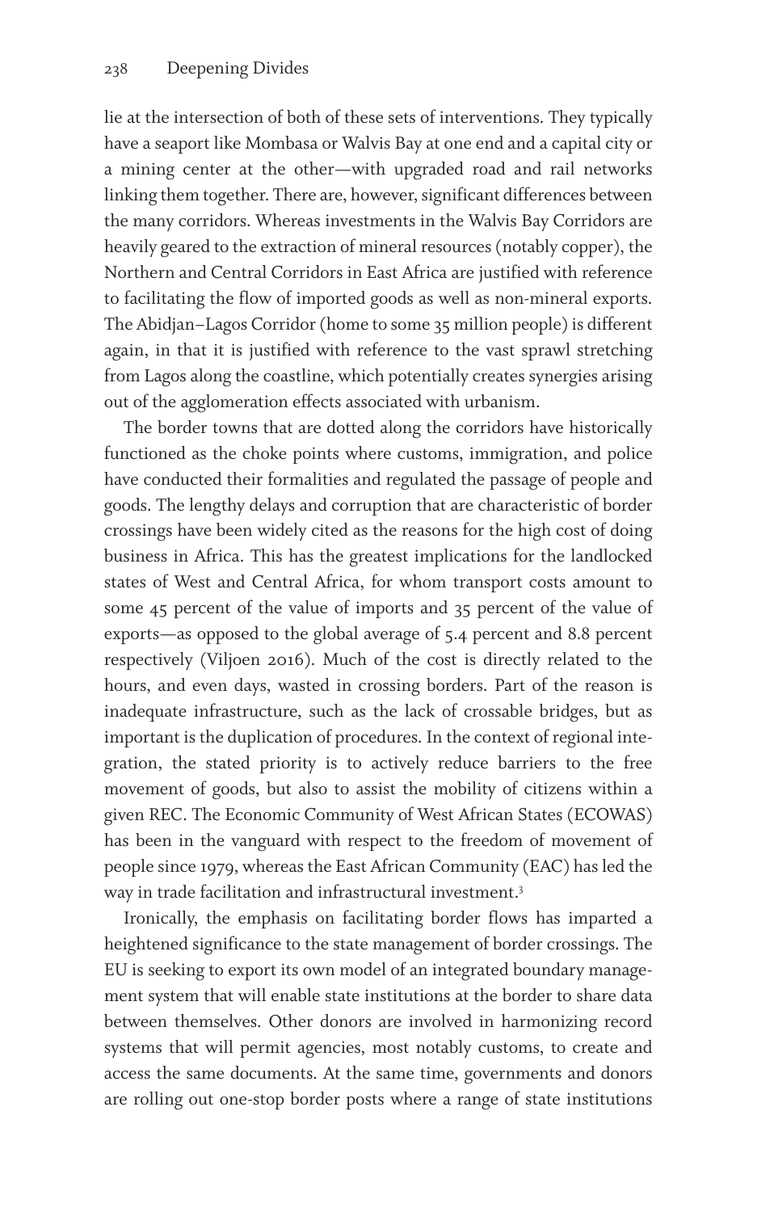lie at the intersection of both of these sets of interventions. They typically have a seaport like Mombasa or Walvis Bay at one end and a capital city or a mining center at the other—with upgraded road and rail networks linking them together. There are, however, significant differences between the many corridors. Whereas investments in the Walvis Bay Corridors are heavily geared to the extraction of mineral resources (notably copper), the Northern and Central Corridors in East Africa are justified with reference to facilitating the flow of imported goods as well as non-mineral exports. The Abidjan–Lagos Corridor (home to some 35 million people) is different again, in that it is justified with reference to the vast sprawl stretching from Lagos along the coastline, which potentially creates synergies arising out of the agglomeration effects associated with urbanism.

The border towns that are dotted along the corridors have historically functioned as the choke points where customs, immigration, and police have conducted their formalities and regulated the passage of people and goods. The lengthy delays and corruption that are characteristic of border crossings have been widely cited as the reasons for the high cost of doing business in Africa. This has the greatest implications for the landlocked states of West and Central Africa, for whom transport costs amount to some 45 percent of the value of imports and 35 percent of the value of exports—as opposed to the global average of 5.4 percent and 8.8 percent respectively (Viljoen 2016). Much of the cost is directly related to the hours, and even days, wasted in crossing borders. Part of the reason is inadequate infrastructure, such as the lack of crossable bridges, but as important is the duplication of procedures. In the context of regional integration, the stated priority is to actively reduce barriers to the free movement of goods, but also to assist the mobility of citizens within a given REC. The Economic Community of West African States (ECOWAS) has been in the vanguard with respect to the freedom of movement of people since 1979, whereas the East African Community (EAC) has led the way in trade facilitation and infrastructural investment.[3]

Ironically, the emphasis on facilitating border flows has imparted a heightened significance to the state management of border crossings. The EU is seeking to export its own model of an integrated boundary management system that will enable state institutions at the border to share data between themselves. Other donors are involved in harmonizing record systems that will permit agencies, most notably customs, to create and access the same documents. At the same time, governments and donors are rolling out one-stop border posts where a range of state institutions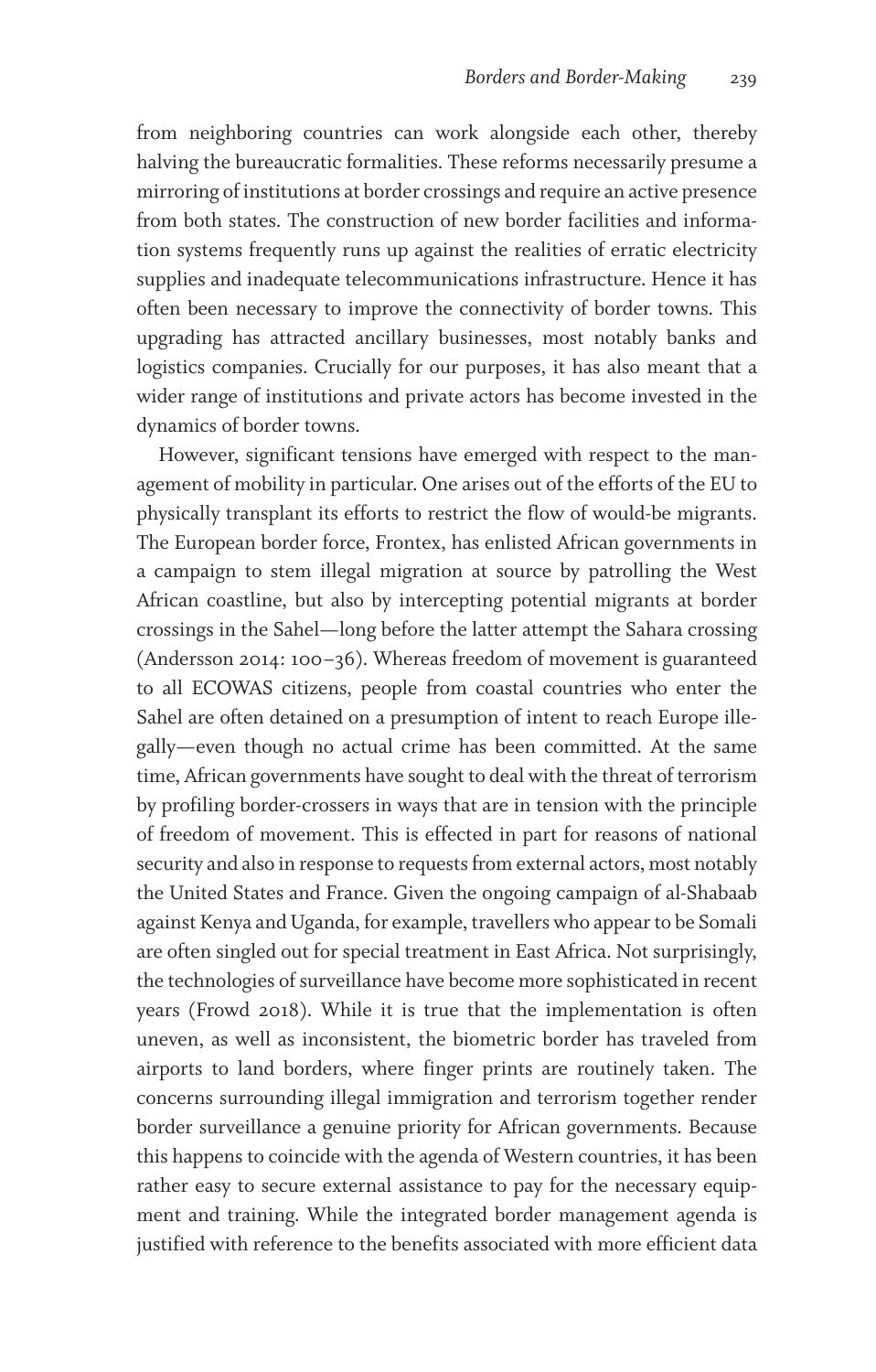from neighboring countries can work alongside each other, thereby halving the bureaucratic formalities. These reforms necessarily presume a mirroring of institutions at border crossings and require an active presence from both states. The construction of new border facilities and information systems frequently runs up against the realities of erratic electricity supplies and inadequate telecommunications infrastructure. Hence it has often been necessary to improve the connectivity of border towns. This upgrading has attracted ancillary businesses, most notably banks and logistics companies. Crucially for our purposes, it has also meant that a wider range of institutions and private actors has become invested in the dynamics of border towns.

However, significant tensions have emerged with respect to the management of mobility in particular. One arises out of the efforts of the EU to physically transplant its efforts to restrict the flow of would-be migrants. The European border force, Frontex, has enlisted African governments in a campaign to stem illegal migration at source by patrolling the West African coastline, but also by intercepting potential migrants at border crossings in the Sahel—long before the latter attempt the Sahara crossing (Andersson 2014: 100–36). Whereas freedom of movement is guaranteed to all ECOWAS citizens, people from coastal countries who enter the Sahel are often detained on a presumption of intent to reach Europe illegally—even though no actual crime has been committed. At the same time, African governments have sought to deal with the threat of terrorism by profiling border-crossers in ways that are in tension with the principle of freedom of movement. This is effected in part for reasons of national security and also in response to requests from external actors, most notably the United States and France. Given the ongoing campaign of al-Shabaab against Kenya and Uganda, for example, travellers who appear to be Somali are often singled out for special treatment in East Africa. Not surprisingly, the technologies of surveillance have become more sophisticated in recent years (Frowd 2018). While it is true that the implementation is often uneven, as well as inconsistent, the biometric border has traveled from airports to land borders, where finger prints are routinely taken. The concerns surrounding illegal immigration and terrorism together render border surveillance a genuine priority for African governments. Because this happens to coincide with the agenda of Western countries, it has been rather easy to secure external assistance to pay for the necessary equipment and training. While the integrated border management agenda is justified with reference to the benefits associated with more efficient data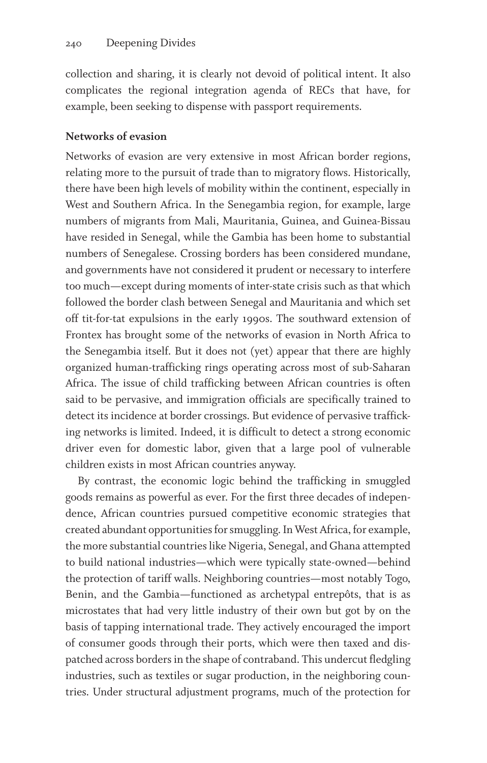collection and sharing, it is clearly not devoid of political intent. It also complicates the regional integration agenda of RECs that have, for example, been seeking to dispense with passport requirements.

### Networks of evasion

Networks of evasion are very extensive in most African border regions, relating more to the pursuit of trade than to migratory flows. Historically, there have been high levels of mobility within the continent, especially in West and Southern Africa. In the Senegambia region, for example, large numbers of migrants from Mali, Mauritania, Guinea, and Guinea-Bissau have resided in Senegal, while the Gambia has been home to substantial numbers of Senegalese. Crossing borders has been considered mundane, and governments have not considered it prudent or necessary to interfere too much—except during moments of inter-state crisis such as that which followed the border clash between Senegal and Mauritania and which set off tit-for-tat expulsions in the early 1990s. The southward extension of Frontex has brought some of the networks of evasion in North Africa to the Senegambia itself. But it does not (yet) appear that there are highly organized human-trafficking rings operating across most of sub-Saharan Africa. The issue of child trafficking between African countries is often said to be pervasive, and immigration officials are specifically trained to detect its incidence at border crossings. But evidence of pervasive trafficking networks is limited. Indeed, it is difficult to detect a strong economic driver even for domestic labor, given that a large pool of vulnerable children exists in most African countries anyway.

By contrast, the economic logic behind the trafficking in smuggled goods remains as powerful as ever. For the first three decades of independence, African countries pursued competitive economic strategies that created abundant opportunities for smuggling. In West Africa, for example, the more substantial countries like Nigeria, Senegal, and Ghana attempted to build national industries—which were typically state-owned—behind the protection of tariff walls. Neighboring countries—most notably Togo, Benin, and the Gambia—functioned as archetypal entrepôts, that is as microstates that had very little industry of their own but got by on the basis of tapping international trade. They actively encouraged the import of consumer goods through their ports, which were then taxed and dispatched across borders in the shape of contraband. This undercut fledgling industries, such as textiles or sugar production, in the neighboring countries. Under structural adjustment programs, much of the protection for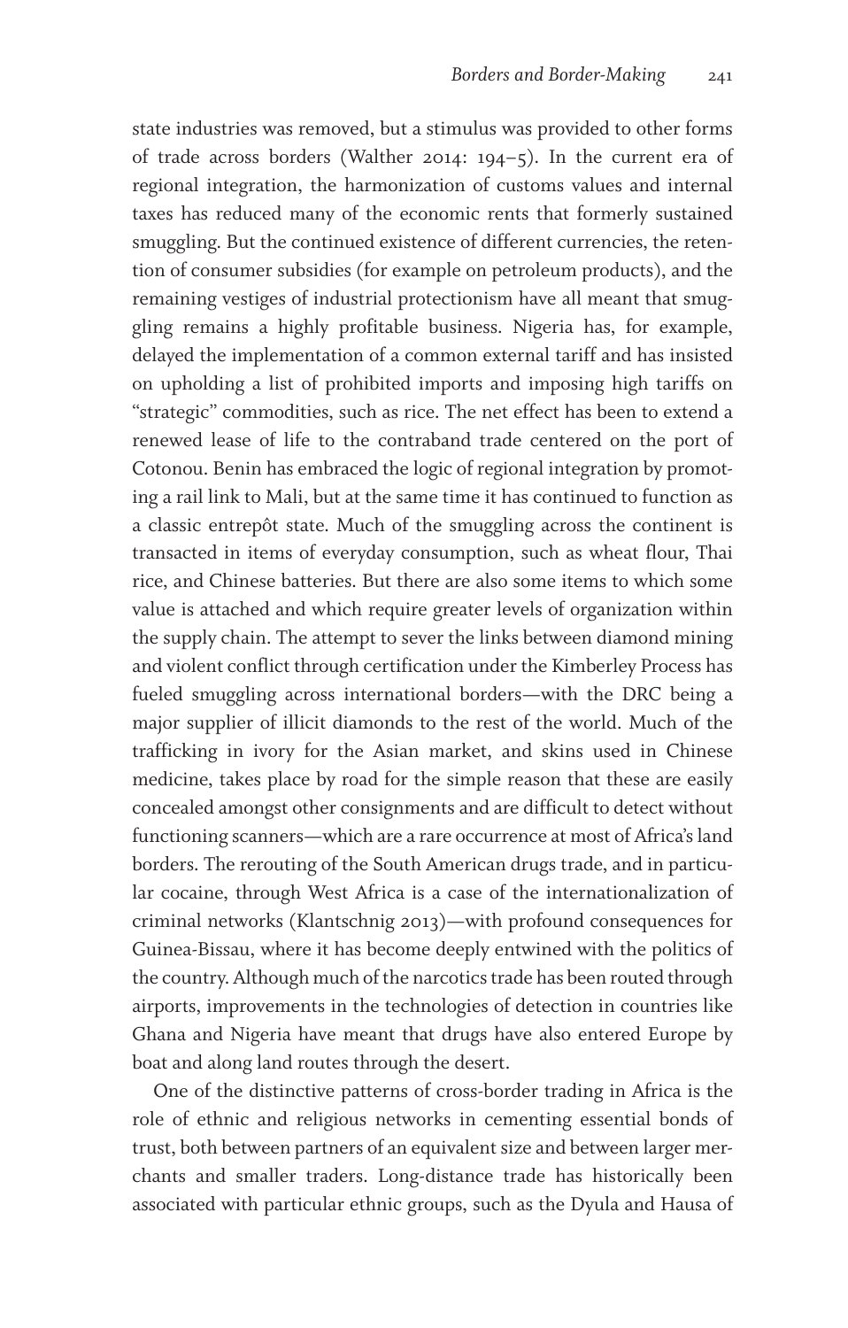state industries was removed, but a stimulus was provided to other forms of trade across borders (Walther 2014: 194–5). In the current era of regional integration, the harmonization of customs values and internal taxes has reduced many of the economic rents that formerly sustained smuggling. But the continued existence of different currencies, the retention of consumer subsidies (for example on petroleum products), and the remaining vestiges of industrial protectionism have all meant that smuggling remains a highly profitable business. Nigeria has, for example, delayed the implementation of a common external tariff and has insisted on upholding a list of prohibited imports and imposing high tariffs on "strategic" commodities, such as rice. The net effect has been to extend a renewed lease of life to the contraband trade centered on the port of Cotonou. Benin has embraced the logic of regional integration by promoting a rail link to Mali, but at the same time it has continued to function as a classic entrepôt state. Much of the smuggling across the continent is transacted in items of everyday consumption, such as wheat flour, Thai rice, and Chinese batteries. But there are also some items to which some value is attached and which require greater levels of organization within the supply chain. The attempt to sever the links between diamond mining and violent conflict through certification under the Kimberley Process has fueled smuggling across international borders—with the DRC being a major supplier of illicit diamonds to the rest of the world. Much of the trafficking in ivory for the Asian market, and skins used in Chinese medicine, takes place by road for the simple reason that these are easily concealed amongst other consignments and are difficult to detect without functioning scanners—which are a rare occurrence at most of Africa's land borders. The rerouting of the South American drugs trade, and in particular cocaine, through West Africa is a case of the internationalization of criminal networks (Klantschnig 2013)—with profound consequences for Guinea-Bissau, where it has become deeply entwined with the politics of the country. Although much of the narcotics trade has been routed through airports, improvements in the technologies of detection in countries like Ghana and Nigeria have meant that drugs have also entered Europe by boat and along land routes through the desert.

One of the distinctive patterns of cross-border trading in Africa is the role of ethnic and religious networks in cementing essential bonds of trust, both between partners of an equivalent size and between larger merchants and smaller traders. Long-distance trade has historically been associated with particular ethnic groups, such as the Dyula and Hausa of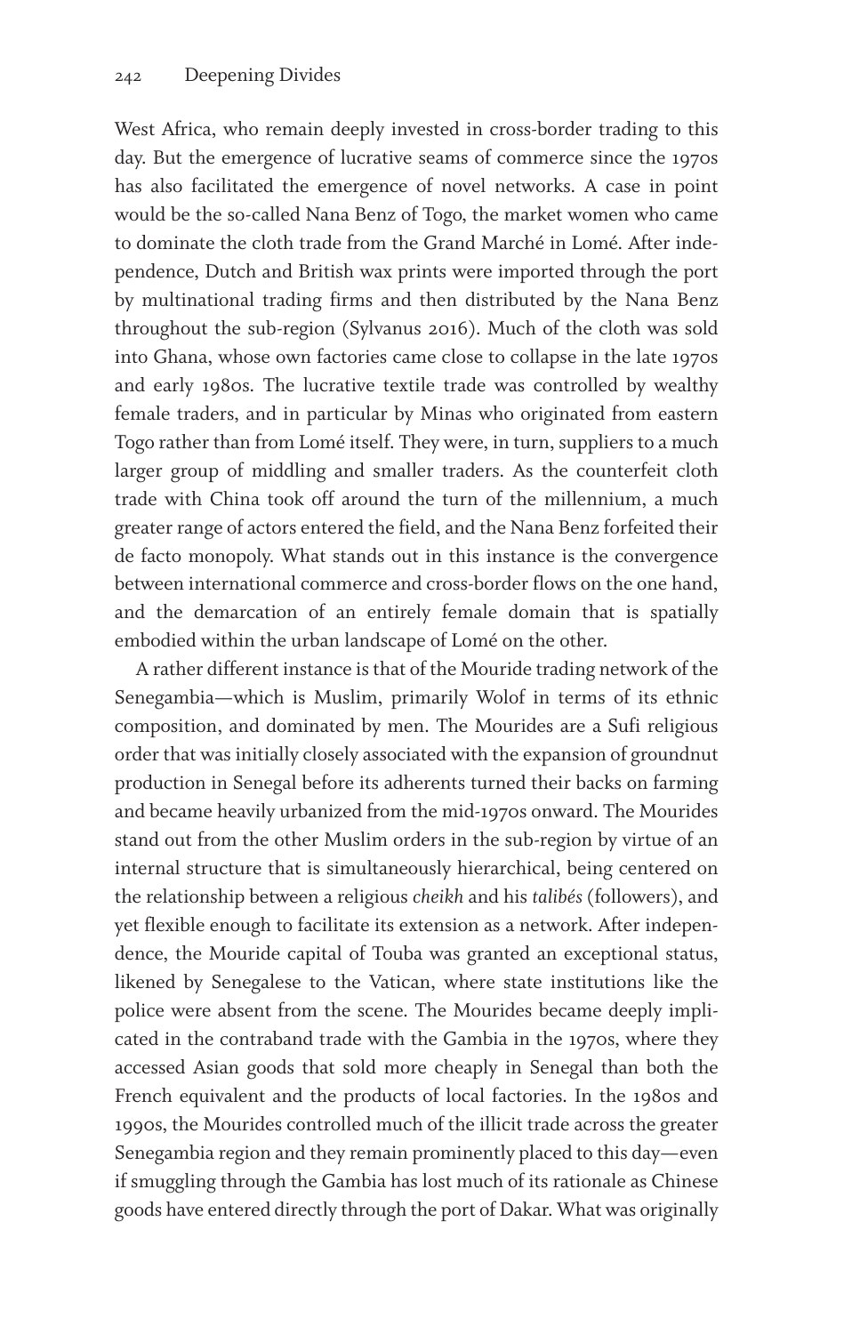West Africa, who remain deeply invested in cross-border trading to this day. But the emergence of lucrative seams of commerce since the 1970s has also facilitated the emergence of novel networks. A case in point would be the so-called Nana Benz of Togo, the market women who came to dominate the cloth trade from the Grand Marché in Lomé. After independence, Dutch and British wax prints were imported through the port by multinational trading firms and then distributed by the Nana Benz throughout the sub-region (Sylvanus 2016). Much of the cloth was sold into Ghana, whose own factories came close to collapse in the late 1970s and early 1980s. The lucrative textile trade was controlled by wealthy female traders, and in particular by Minas who originated from eastern Togo rather than from Lomé itself. They were, in turn, suppliers to a much larger group of middling and smaller traders. As the counterfeit cloth trade with China took off around the turn of the millennium, a much greater range of actors entered the field, and the Nana Benz forfeited their de facto monopoly. What stands out in this instance is the convergence between international commerce and cross-border flows on the one hand, and the demarcation of an entirely female domain that is spatially embodied within the urban landscape of Lomé on the other.

A rather different instance is that of the Mouride trading network of the Senegambia—which is Muslim, primarily Wolof in terms of its ethnic composition, and dominated by men. The Mourides are a Sufi religious order that was initially closely associated with the expansion of groundnut production in Senegal before its adherents turned their backs on farming and became heavily urbanized from the mid-1970s onward. The Mourides stand out from the other Muslim orders in the sub-region by virtue of an internal structure that is simultaneously hierarchical, being centered on the relationship between a religious *cheikh* and his *talibés* (followers), and yet flexible enough to facilitate its extension as a network. After independence, the Mouride capital of Touba was granted an exceptional status, likened by Senegalese to the Vatican, where state institutions like the police were absent from the scene. The Mourides became deeply implicated in the contraband trade with the Gambia in the 1970s, where they accessed Asian goods that sold more cheaply in Senegal than both the French equivalent and the products of local factories. In the 1980s and 1990s, the Mourides controlled much of the illicit trade across the greater Senegambia region and they remain prominently placed to this day—even if smuggling through the Gambia has lost much of its rationale as Chinese goods have entered directly through the port of Dakar. What was originally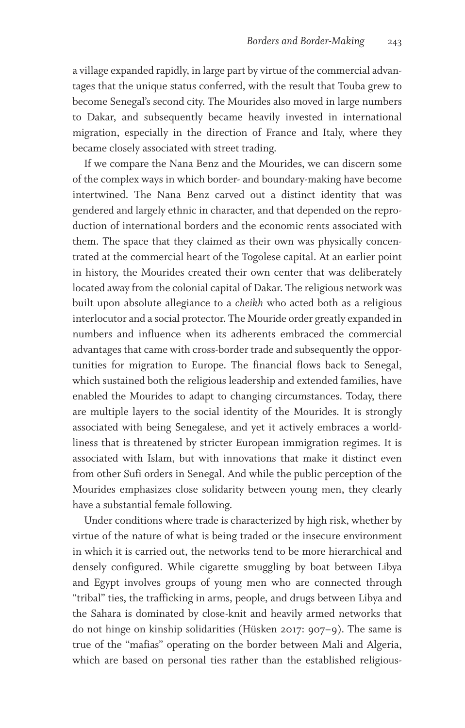a village expanded rapidly, in large part by virtue of the commercial advantages that the unique status conferred, with the result that Touba grew to become Senegal's second city. The Mourides also moved in large numbers to Dakar, and subsequently became heavily invested in international migration, especially in the direction of France and Italy, where they became closely associated with street trading.

If we compare the Nana Benz and the Mourides, we can discern some of the complex ways in which border- and boundary-making have become intertwined. The Nana Benz carved out a distinct identity that was gendered and largely ethnic in character, and that depended on the reproduction of international borders and the economic rents associated with them. The space that they claimed as their own was physically concentrated at the commercial heart of the Togolese capital. At an earlier point in history, the Mourides created their own center that was deliberately located away from the colonial capital of Dakar. The religious network was built upon absolute allegiance to a *cheikh* who acted both as a religious interlocutor and a social protector. The Mouride order greatly expanded in numbers and influence when its adherents embraced the commercial advantages that came with cross-border trade and subsequently the opportunities for migration to Europe. The financial flows back to Senegal, which sustained both the religious leadership and extended families, have enabled the Mourides to adapt to changing circumstances. Today, there are multiple layers to the social identity of the Mourides. It is strongly associated with being Senegalese, and yet it actively embraces a worldliness that is threatened by stricter European immigration regimes. It is associated with Islam, but with innovations that make it distinct even from other Sufi orders in Senegal. And while the public perception of the Mourides emphasizes close solidarity between young men, they clearly have a substantial female following.

Under conditions where trade is characterized by high risk, whether by virtue of the nature of what is being traded or the insecure environment in which it is carried out, the networks tend to be more hierarchical and densely configured. While cigarette smuggling by boat between Libya and Egypt involves groups of young men who are connected through "tribal" ties, the trafficking in arms, people, and drugs between Libya and the Sahara is dominated by close-knit and heavily armed networks that do not hinge on kinship solidarities (Hüsken 2017: 907–9). The same is true of the "mafias" operating on the border between Mali and Algeria, which are based on personal ties rather than the established religious-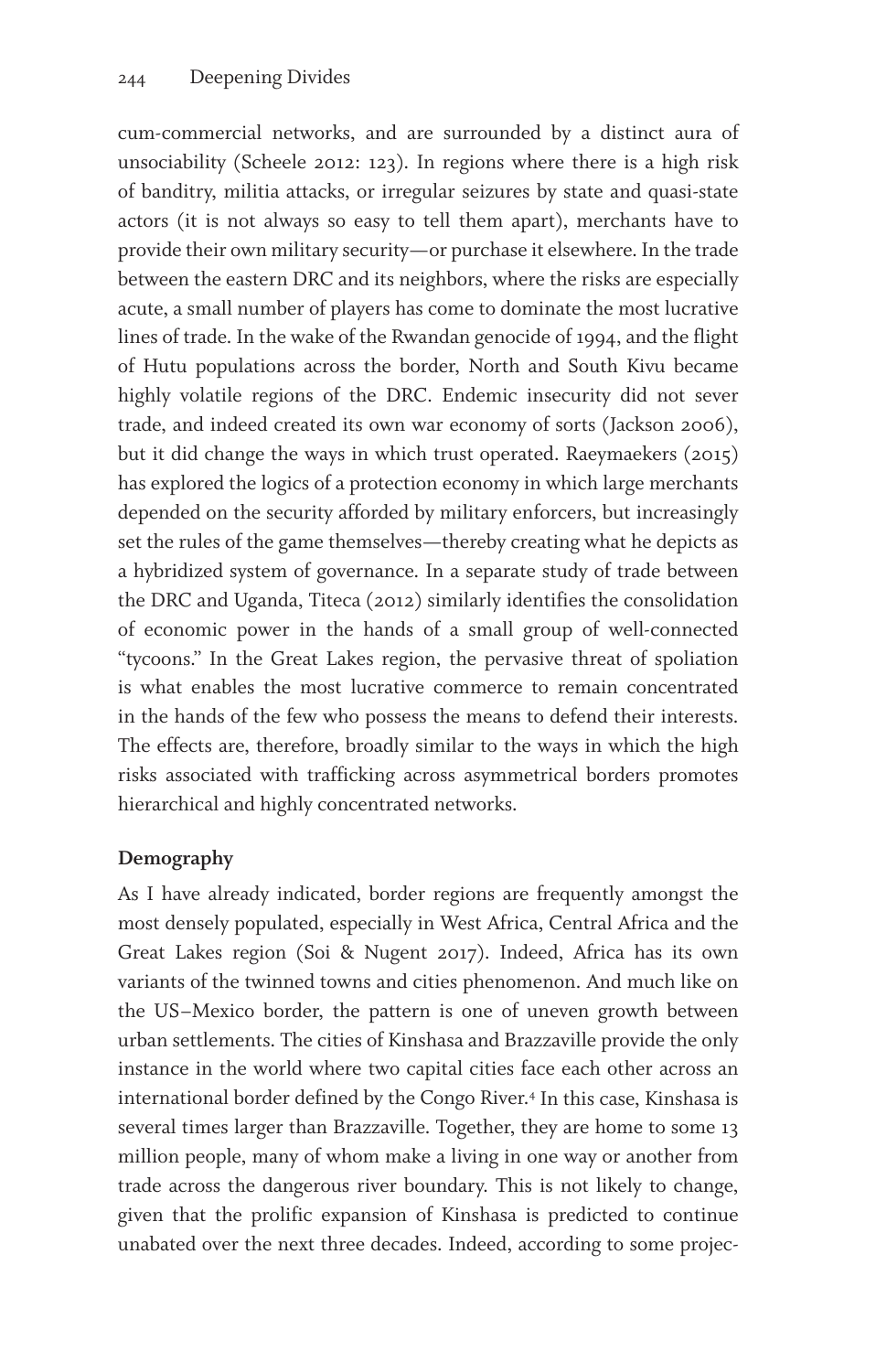cum-commercial networks, and are surrounded by a distinct aura of unsociability (Scheele 2012: 123). In regions where there is a high risk of banditry, militia attacks, or irregular seizures by state and quasi-state actors (it is not always so easy to tell them apart), merchants have to provide their own military security—or purchase it elsewhere. In the trade between the eastern DRC and its neighbors, where the risks are especially acute, a small number of players has come to dominate the most lucrative lines of trade. In the wake of the Rwandan genocide of 1994, and the flight of Hutu populations across the border, North and South Kivu became highly volatile regions of the DRC. Endemic insecurity did not sever trade, and indeed created its own war economy of sorts (Jackson 2006), but it did change the ways in which trust operated. Raeymaekers (2015) has explored the logics of a protection economy in which large merchants depended on the security afforded by military enforcers, but increasingly set the rules of the game themselves—thereby creating what he depicts as a hybridized system of governance. In a separate study of trade between the DRC and Uganda, Titeca (2012) similarly identifies the consolidation of economic power in the hands of a small group of well-connected "tycoons." In the Great Lakes region, the pervasive threat of spoliation is what enables the most lucrative commerce to remain concentrated in the hands of the few who possess the means to defend their interests. The effects are, therefore, broadly similar to the ways in which the high risks associated with trafficking across asymmetrical borders promotes hierarchical and highly concentrated networks.

**Demography**

As I have already indicated, border regions are frequently amongst the most densely populated, especially in West Africa, Central Africa and the Great Lakes region (Soi & Nugent 2017). Indeed, Africa has its own variants of the twinned towns and cities phenomenon. And much like on the US–Mexico border, the pattern is one of uneven growth between urban settlements. The cities of Kinshasa and Brazzaville provide the only instance in the world where two capital cities face each other across an international border defined by the Congo River.[4] In this case, Kinshasa is several times larger than Brazzaville. Together, they are home to some 13 million people, many of whom make a living in one way or another from trade across the dangerous river boundary. This is not likely to change, given that the prolific expansion of Kinshasa is predicted to continue unabated over the next three decades. Indeed, according to some projec-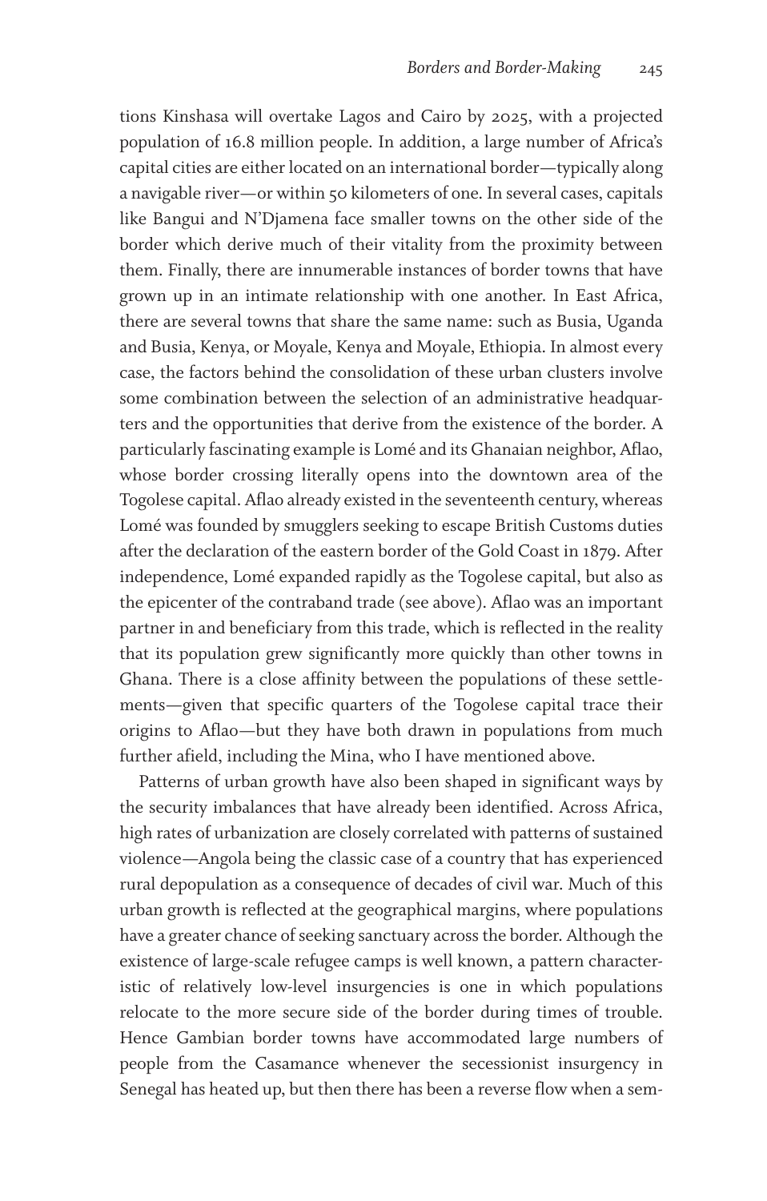tions Kinshasa will overtake Lagos and Cairo by 2025, with a projected population of 16.8 million people. In addition, a large number of Africa's capital cities are either located on an international border—typically along a navigable river—or within 50 kilometers of one. In several cases, capitals like Bangui and N'Djamena face smaller towns on the other side of the border which derive much of their vitality from the proximity between them. Finally, there are innumerable instances of border towns that have grown up in an intimate relationship with one another. In East Africa, there are several towns that share the same name: such as Busia, Uganda and Busia, Kenya, or Moyale, Kenya and Moyale, Ethiopia. In almost every case, the factors behind the consolidation of these urban clusters involve some combination between the selection of an administrative headquarters and the opportunities that derive from the existence of the border. A particularly fascinating example is Lomé and its Ghanaian neighbor, Aflao, whose border crossing literally opens into the downtown area of the Togolese capital. Aflao already existed in the seventeenth century, whereas Lomé was founded by smugglers seeking to escape British Customs duties after the declaration of the eastern border of the Gold Coast in 1879. After independence, Lomé expanded rapidly as the Togolese capital, but also as the epicenter of the contraband trade (see above). Aflao was an important partner in and beneficiary from this trade, which is reflected in the reality that its population grew significantly more quickly than other towns in Ghana. There is a close affinity between the populations of these settlements—given that specific quarters of the Togolese capital trace their origins to Aflao—but they have both drawn in populations from much further afield, including the Mina, who I have mentioned above.

Patterns of urban growth have also been shaped in significant ways by the security imbalances that have already been identified. Across Africa, high rates of urbanization are closely correlated with patterns of sustained violence—Angola being the classic case of a country that has experienced rural depopulation as a consequence of decades of civil war. Much of this urban growth is reflected at the geographical margins, where populations have a greater chance of seeking sanctuary across the border. Although the existence of large-scale refugee camps is well known, a pattern characteristic of relatively low-level insurgencies is one in which populations relocate to the more secure side of the border during times of trouble. Hence Gambian border towns have accommodated large numbers of people from the Casamance whenever the secessionist insurgency in Senegal has heated up, but then there has been a reverse flow when a sem-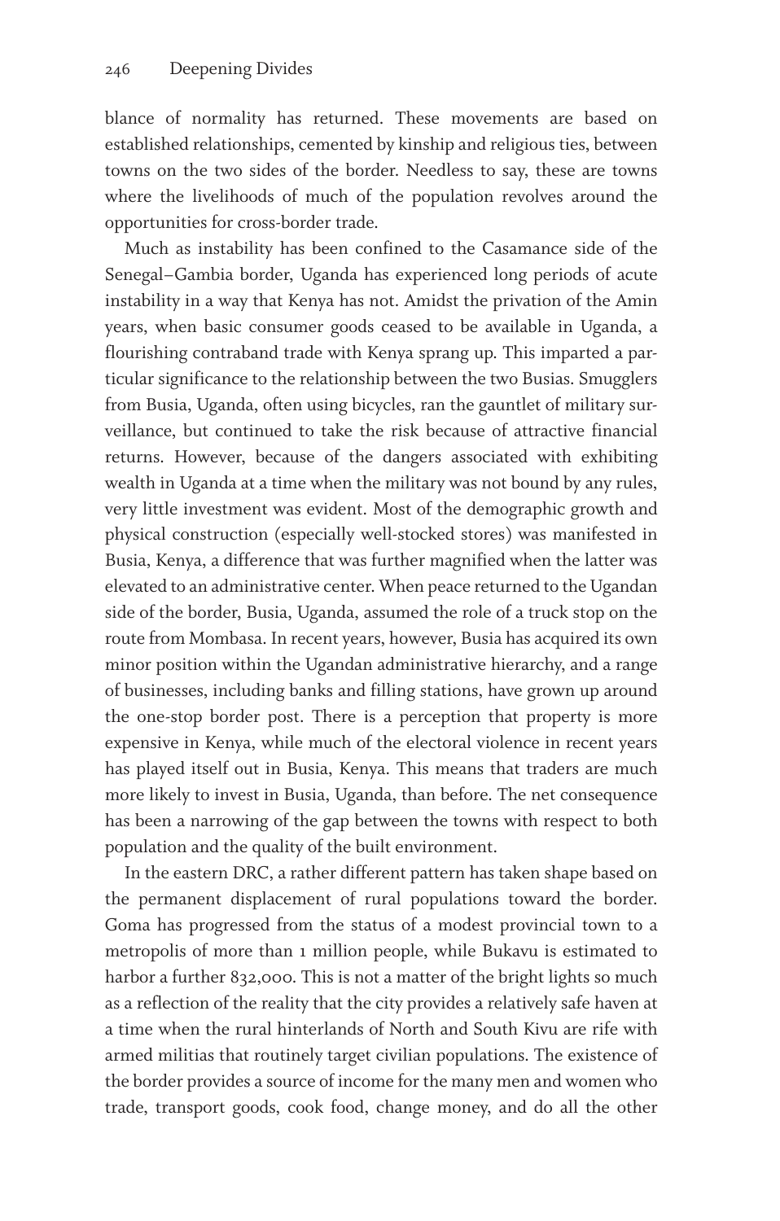blance of normality has returned. These movements are based on established relationships, cemented by kinship and religious ties, between towns on the two sides of the border. Needless to say, these are towns where the livelihoods of much of the population revolves around the opportunities for cross-border trade.

Much as instability has been confined to the Casamance side of the Senegal–Gambia border, Uganda has experienced long periods of acute instability in a way that Kenya has not. Amidst the privation of the Amin years, when basic consumer goods ceased to be available in Uganda, a flourishing contraband trade with Kenya sprang up. This imparted a particular significance to the relationship between the two Busias. Smugglers from Busia, Uganda, often using bicycles, ran the gauntlet of military surveillance, but continued to take the risk because of attractive financial returns. However, because of the dangers associated with exhibiting wealth in Uganda at a time when the military was not bound by any rules, very little investment was evident. Most of the demographic growth and physical construction (especially well-stocked stores) was manifested in Busia, Kenya, a difference that was further magnified when the latter was elevated to an administrative center. When peace returned to the Ugandan side of the border, Busia, Uganda, assumed the role of a truck stop on the route from Mombasa. In recent years, however, Busia has acquired its own minor position within the Ugandan administrative hierarchy, and a range of businesses, including banks and filling stations, have grown up around the one-stop border post. There is a perception that property is more expensive in Kenya, while much of the electoral violence in recent years has played itself out in Busia, Kenya. This means that traders are much more likely to invest in Busia, Uganda, than before. The net consequence has been a narrowing of the gap between the towns with respect to both population and the quality of the built environment.

In the eastern DRC, a rather different pattern has taken shape based on the permanent displacement of rural populations toward the border. Goma has progressed from the status of a modest provincial town to a metropolis of more than 1 million people, while Bukavu is estimated to harbor a further 832,000. This is not a matter of the bright lights so much as a reflection of the reality that the city provides a relatively safe haven at a time when the rural hinterlands of North and South Kivu are rife with armed militias that routinely target civilian populations. The existence of the border provides a source of income for the many men and women who trade, transport goods, cook food, change money, and do all the other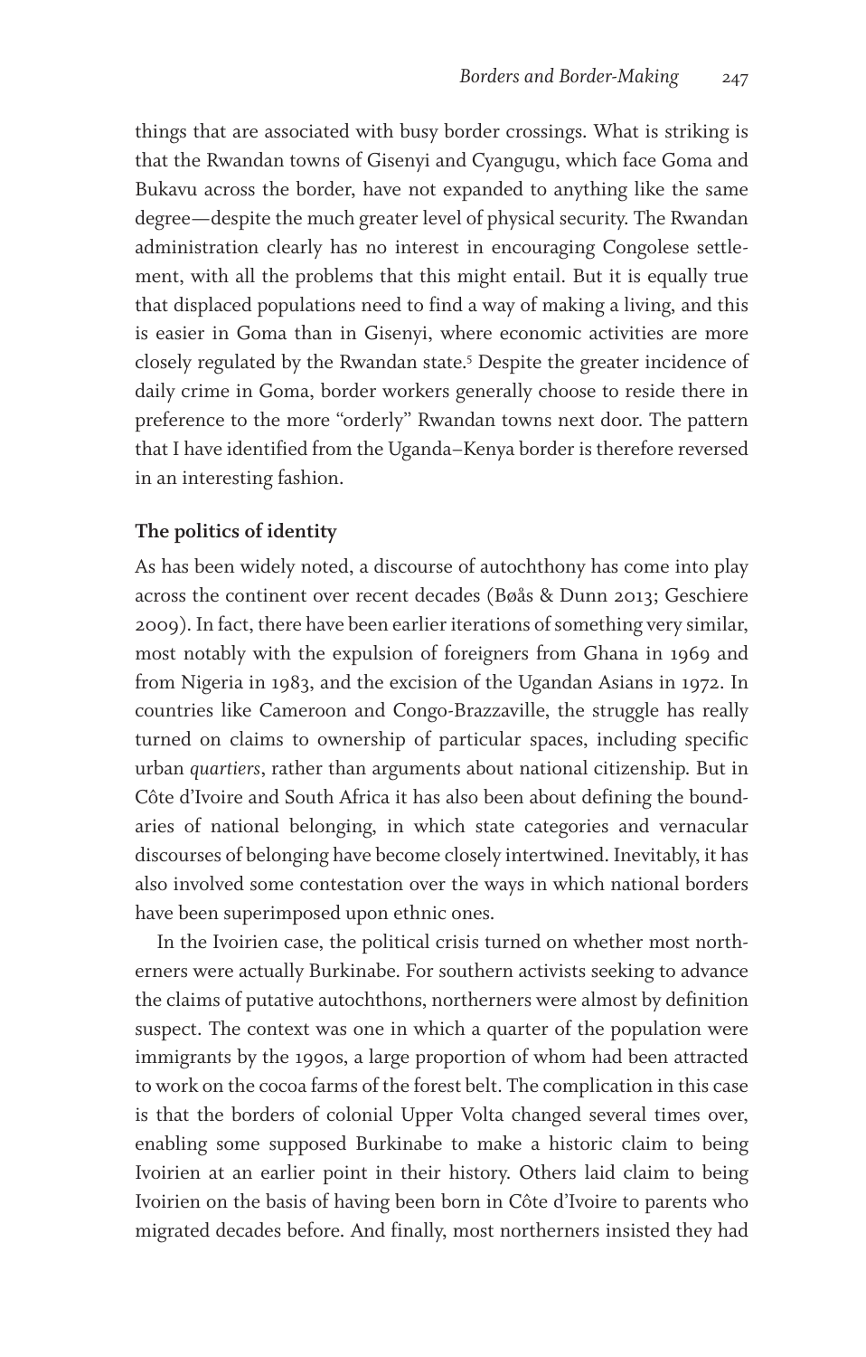things that are associated with busy border crossings. What is striking is that the Rwandan towns of Gisenyi and Cyangugu, which face Goma and Bukavu across the border, have not expanded to anything like the same degree—despite the much greater level of physical security. The Rwandan administration clearly has no interest in encouraging Congolese settlement, with all the problems that this might entail. But it is equally true that displaced populations need to find a way of making a living, and this is easier in Goma than in Gisenyi, where economic activities are more closely regulated by the Rwandan state.[5] Despite the greater incidence of daily crime in Goma, border workers generally choose to reside there in preference to the more "orderly" Rwandan towns next door. The pattern that I have identified from the Uganda–Kenya border is therefore reversed in an interesting fashion.

**The politics of identity**

As has been widely noted, a discourse of autochthony has come into play across the continent over recent decades (Bøås & Dunn 2013; Geschiere 2009). In fact, there have been earlier iterations of something very similar, most notably with the expulsion of foreigners from Ghana in 1969 and from Nigeria in 1983, and the excision of the Ugandan Asians in 1972. In countries like Cameroon and Congo-Brazzaville, the struggle has really turned on claims to ownership of particular spaces, including specific urban *quartiers*, rather than arguments about national citizenship. But in Côte d'Ivoire and South Africa it has also been about defining the boundaries of national belonging, in which state categories and vernacular discourses of belonging have become closely intertwined. Inevitably, it has also involved some contestation over the ways in which national borders have been superimposed upon ethnic ones.

In the Ivoirien case, the political crisis turned on whether most northerners were actually Burkinabe. For southern activists seeking to advance the claims of putative autochthons, northerners were almost by definition suspect. The context was one in which a quarter of the population were immigrants by the 1990s, a large proportion of whom had been attracted to work on the cocoa farms of the forest belt. The complication in this case is that the borders of colonial Upper Volta changed several times over, enabling some supposed Burkinabe to make a historic claim to being Ivoirien at an earlier point in their history. Others laid claim to being Ivoirien on the basis of having been born in Côte d'Ivoire to parents who migrated decades before. And finally, most northerners insisted they had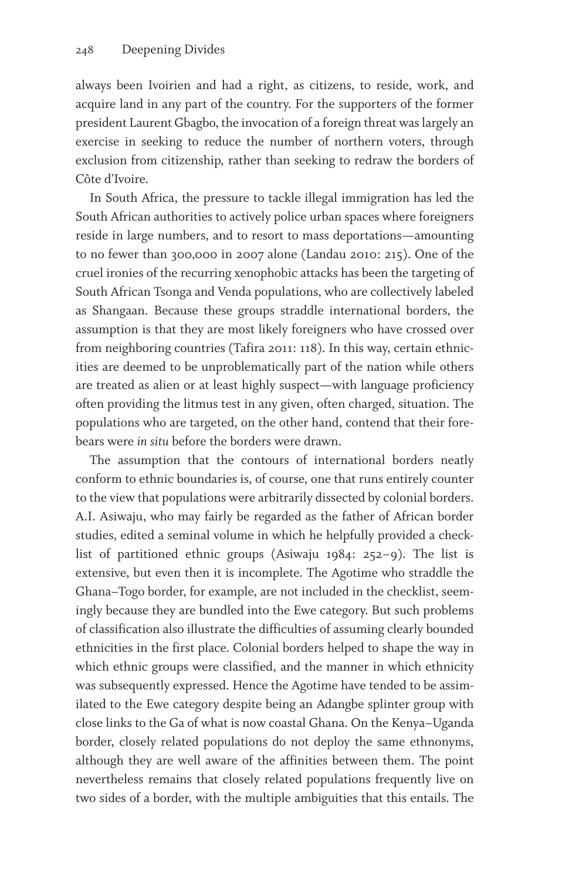always been Ivoirien and had a right, as citizens, to reside, work, and acquire land in any part of the country. For the supporters of the former president Laurent Gbagbo, the invocation of a foreign threat was largely an exercise in seeking to reduce the number of northern voters, through exclusion from citizenship, rather than seeking to redraw the borders of Côte d'Ivoire.

In South Africa, the pressure to tackle illegal immigration has led the South African authorities to actively police urban spaces where foreigners reside in large numbers, and to resort to mass deportations—amounting to no fewer than 300,000 in 2007 alone (Landau 2010: 215). One of the cruel ironies of the recurring xenophobic attacks has been the targeting of South African Tsonga and Venda populations, who are collectively labeled as Shangaan. Because these groups straddle international borders, the assumption is that they are most likely foreigners who have crossed over from neighboring countries (Tafira 2011: 118). In this way, certain ethnicities are deemed to be unproblematically part of the nation while others are treated as alien or at least highly suspect—with language proficiency often providing the litmus test in any given, often charged, situation. The populations who are targeted, on the other hand, contend that their forebears were *in situ* before the borders were drawn.

The assumption that the contours of international borders neatly conform to ethnic boundaries is, of course, one that runs entirely counter to the view that populations were arbitrarily dissected by colonial borders. A.I. Asiwaju, who may fairly be regarded as the father of African border studies, edited a seminal volume in which he helpfully provided a checklist of partitioned ethnic groups (Asiwaju 1984: 252–9). The list is extensive, but even then it is incomplete. The Agotime who straddle the Ghana–Togo border, for example, are not included in the checklist, seemingly because they are bundled into the Ewe category. But such problems of classification also illustrate the difficulties of assuming clearly bounded ethnicities in the first place. Colonial borders helped to shape the way in which ethnic groups were classified, and the manner in which ethnicity was subsequently expressed. Hence the Agotime have tended to be assimilated to the Ewe category despite being an Adangbe splinter group with close links to the Ga of what is now coastal Ghana. On the Kenya–Uganda border, closely related populations do not deploy the same ethnonyms, although they are well aware of the affinities between them. The point nevertheless remains that closely related populations frequently live on two sides of a border, with the multiple ambiguities that this entails. The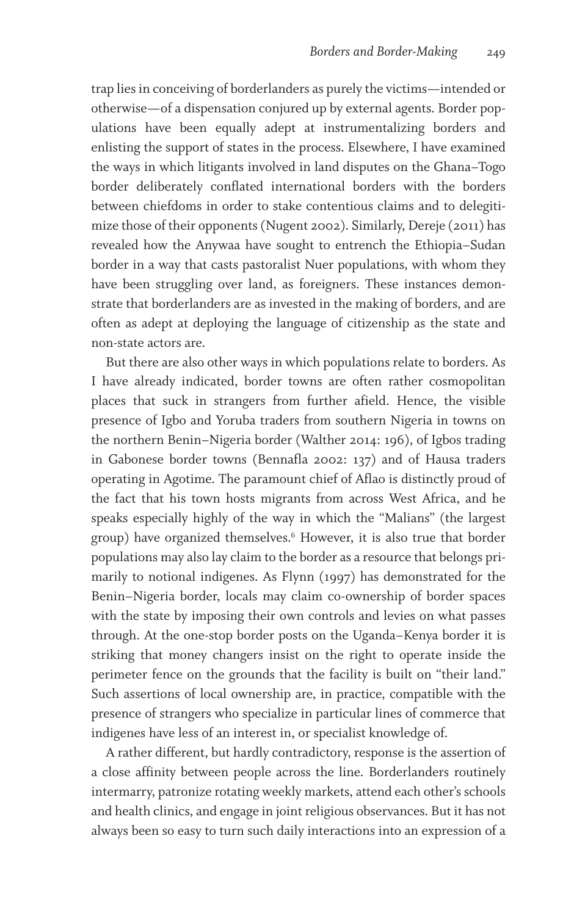trap lies in conceiving of borderlanders as purely the victims—intended or otherwise—of a dispensation conjured up by external agents. Border populations have been equally adept at instrumentalizing borders and enlisting the support of states in the process. Elsewhere, I have examined the ways in which litigants involved in land disputes on the Ghana–Togo border deliberately conflated international borders with the borders between chiefdoms in order to stake contentious claims and to delegitimize those of their opponents (Nugent 2002). Similarly, Dereje (2011) has revealed how the Anywaa have sought to entrench the Ethiopia–Sudan border in a way that casts pastoralist Nuer populations, with whom they have been struggling over land, as foreigners. These instances demonstrate that borderlanders are as invested in the making of borders, and are often as adept at deploying the language of citizenship as the state and non-state actors are.

But there are also other ways in which populations relate to borders. As I have already indicated, border towns are often rather cosmopolitan places that suck in strangers from further afield. Hence, the visible presence of Igbo and Yoruba traders from southern Nigeria in towns on the northern Benin–Nigeria border (Walther 2014: 196), of Igbos trading in Gabonese border towns (Bennafla 2002: 137) and of Hausa traders operating in Agotime. The paramount chief of Aflao is distinctly proud of the fact that his town hosts migrants from across West Africa, and he speaks especially highly of the way in which the "Malians" (the largest group) have organized themselves.[6] However, it is also true that border populations may also lay claim to the border as a resource that belongs primarily to notional indigenes. As Flynn (1997) has demonstrated for the Benin–Nigeria border, locals may claim co-ownership of border spaces with the state by imposing their own controls and levies on what passes through. At the one-stop border posts on the Uganda–Kenya border it is striking that money changers insist on the right to operate inside the perimeter fence on the grounds that the facility is built on "their land." Such assertions of local ownership are, in practice, compatible with the presence of strangers who specialize in particular lines of commerce that indigenes have less of an interest in, or specialist knowledge of.

A rather different, but hardly contradictory, response is the assertion of a close affinity between people across the line. Borderlanders routinely intermarry, patronize rotating weekly markets, attend each other's schools and health clinics, and engage in joint religious observances. But it has not always been so easy to turn such daily interactions into an expression of a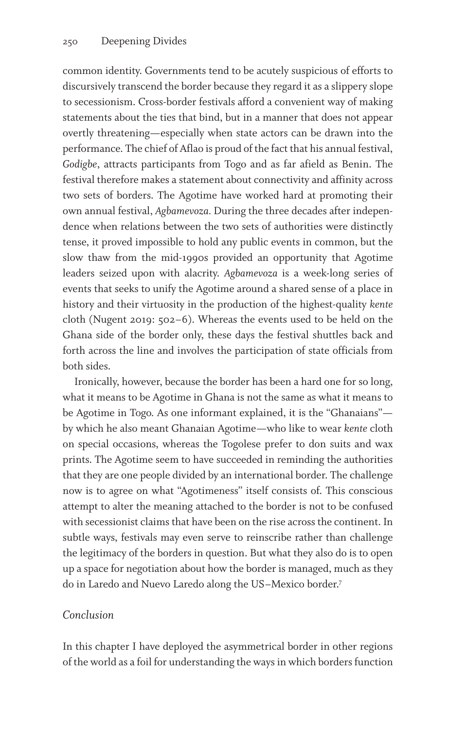common identity. Governments tend to be acutely suspicious of efforts to discursively transcend the border because they regard it as a slippery slope to secessionism. Cross-border festivals afford a convenient way of making statements about the ties that bind, but in a manner that does not appear overtly threatening—especially when state actors can be drawn into the performance. The chief of Aflao is proud of the fact that his annual festival, *Godigbe*, attracts participants from Togo and as far afield as Benin. The festival therefore makes a statement about connectivity and affinity across two sets of borders. The Agotime have worked hard at promoting their own annual festival, *Agbamevoza*. During the three decades after independence when relations between the two sets of authorities were distinctly tense, it proved impossible to hold any public events in common, but the slow thaw from the mid-1990s provided an opportunity that Agotime leaders seized upon with alacrity. *Agbamevoza* is a week-long series of events that seeks to unify the Agotime around a shared sense of a place in history and their virtuosity in the production of the highest-quality *kente* cloth (Nugent 2019: 502–6). Whereas the events used to be held on the Ghana side of the border only, these days the festival shuttles back and forth across the line and involves the participation of state officials from both sides.

Ironically, however, because the border has been a hard one for so long, what it means to be Agotime in Ghana is not the same as what it means to be Agotime in Togo. As one informant explained, it is the "Ghanaians"—by which he also meant Ghanaian Agotime—who like to wear *kente* cloth on special occasions, whereas the Togolese prefer to don suits and wax prints. The Agotime seem to have succeeded in reminding the authorities that they are one people divided by an international border. The challenge now is to agree on what "Agotimeness" itself consists of. This conscious attempt to alter the meaning attached to the border is not to be confused with secessionist claims that have been on the rise across the continent. In subtle ways, festivals may even serve to reinscribe rather than challenge the legitimacy of the borders in question. But what they also do is to open up a space for negotiation about how the border is managed, much as they do in Laredo and Nuevo Laredo along the US–Mexico border.[7]

## *Conclusion*

In this chapter I have deployed the asymmetrical border in other regions of the world as a foil for understanding the ways in which borders function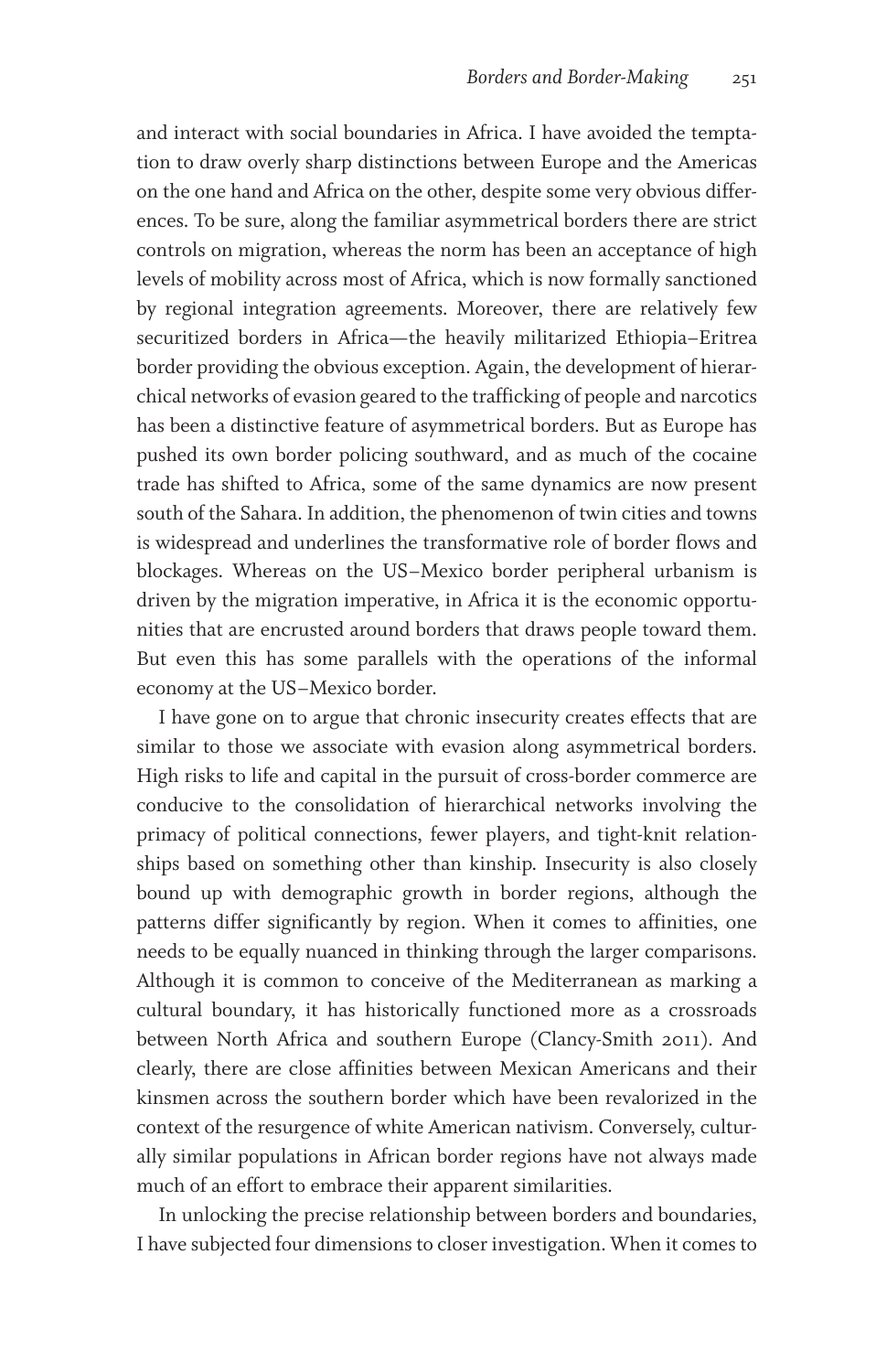and interact with social boundaries in Africa. I have avoided the temptation to draw overly sharp distinctions between Europe and the Americas on the one hand and Africa on the other, despite some very obvious differences. To be sure, along the familiar asymmetrical borders there are strict controls on migration, whereas the norm has been an acceptance of high levels of mobility across most of Africa, which is now formally sanctioned by regional integration agreements. Moreover, there are relatively few securitized borders in Africa—the heavily militarized Ethiopia–Eritrea border providing the obvious exception. Again, the development of hierarchical networks of evasion geared to the trafficking of people and narcotics has been a distinctive feature of asymmetrical borders. But as Europe has pushed its own border policing southward, and as much of the cocaine trade has shifted to Africa, some of the same dynamics are now present south of the Sahara. In addition, the phenomenon of twin cities and towns is widespread and underlines the transformative role of border flows and blockages. Whereas on the US–Mexico border peripheral urbanism is driven by the migration imperative, in Africa it is the economic opportunities that are encrusted around borders that draws people toward them. But even this has some parallels with the operations of the informal economy at the US–Mexico border.

I have gone on to argue that chronic insecurity creates effects that are similar to those we associate with evasion along asymmetrical borders. High risks to life and capital in the pursuit of cross-border commerce are conducive to the consolidation of hierarchical networks involving the primacy of political connections, fewer players, and tight-knit relationships based on something other than kinship. Insecurity is also closely bound up with demographic growth in border regions, although the patterns differ significantly by region. When it comes to affinities, one needs to be equally nuanced in thinking through the larger comparisons. Although it is common to conceive of the Mediterranean as marking a cultural boundary, it has historically functioned more as a crossroads between North Africa and southern Europe (Clancy-Smith 2011). And clearly, there are close affinities between Mexican Americans and their kinsmen across the southern border which have been revalorized in the context of the resurgence of white American nativism. Conversely, culturally similar populations in African border regions have not always made much of an effort to embrace their apparent similarities.

In unlocking the precise relationship between borders and boundaries, I have subjected four dimensions to closer investigation. When it comes to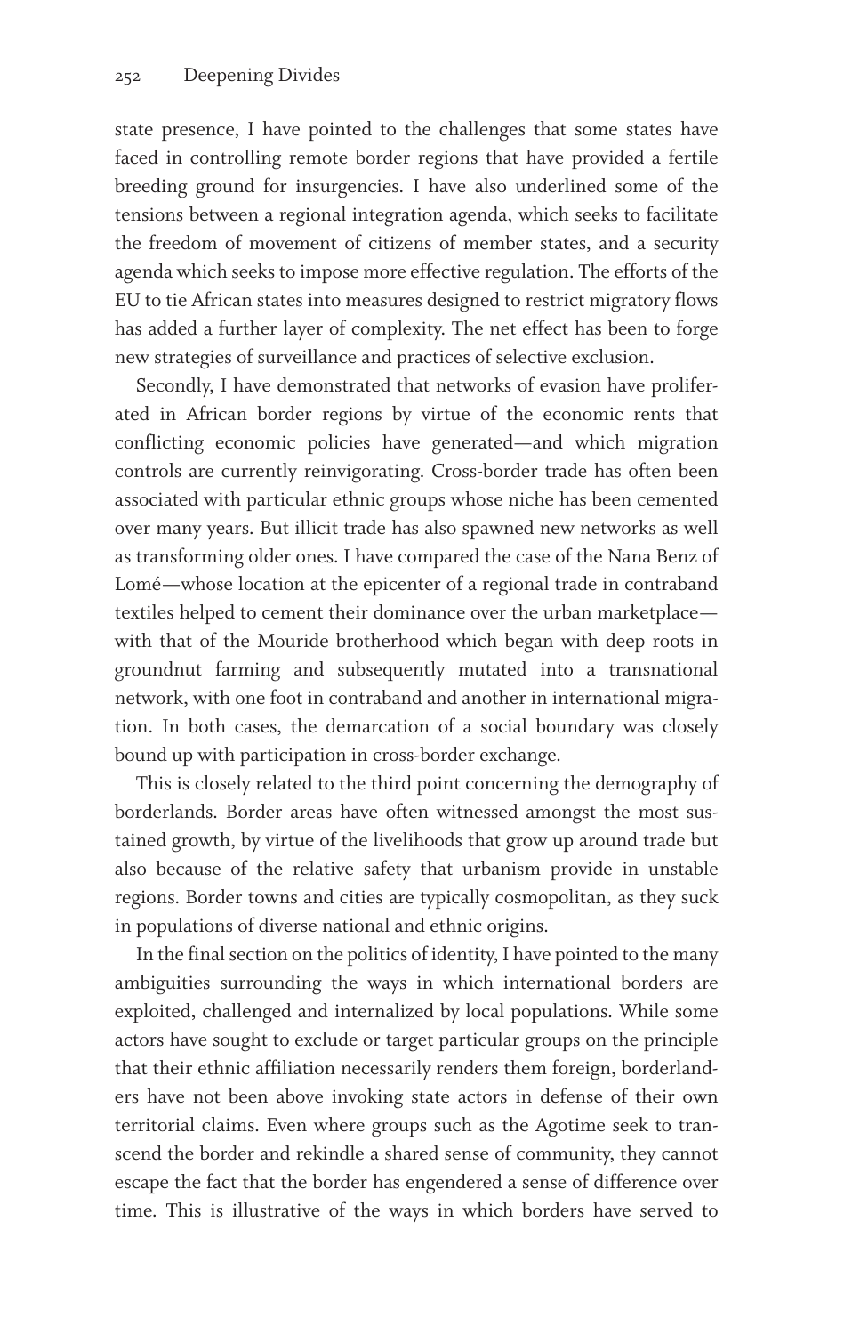state presence, I have pointed to the challenges that some states have faced in controlling remote border regions that have provided a fertile breeding ground for insurgencies. I have also underlined some of the tensions between a regional integration agenda, which seeks to facilitate the freedom of movement of citizens of member states, and a security agenda which seeks to impose more effective regulation. The efforts of the EU to tie African states into measures designed to restrict migratory flows has added a further layer of complexity. The net effect has been to forge new strategies of surveillance and practices of selective exclusion.

Secondly, I have demonstrated that networks of evasion have proliferated in African border regions by virtue of the economic rents that conflicting economic policies have generated—and which migration controls are currently reinvigorating. Cross-border trade has often been associated with particular ethnic groups whose niche has been cemented over many years. But illicit trade has also spawned new networks as well as transforming older ones. I have compared the case of the Nana Benz of Lomé—whose location at the epicenter of a regional trade in contraband textiles helped to cement their dominance over the urban marketplace—with that of the Mouride brotherhood which began with deep roots in groundnut farming and subsequently mutated into a transnational network, with one foot in contraband and another in international migration. In both cases, the demarcation of a social boundary was closely bound up with participation in cross-border exchange.

This is closely related to the third point concerning the demography of borderlands. Border areas have often witnessed amongst the most sustained growth, by virtue of the livelihoods that grow up around trade but also because of the relative safety that urbanism provide in unstable regions. Border towns and cities are typically cosmopolitan, as they suck in populations of diverse national and ethnic origins.

In the final section on the politics of identity, I have pointed to the many ambiguities surrounding the ways in which international borders are exploited, challenged and internalized by local populations. While some actors have sought to exclude or target particular groups on the principle that their ethnic affiliation necessarily renders them foreign, borderlanders have not been above invoking state actors in defense of their own territorial claims. Even where groups such as the Agotime seek to transcend the border and rekindle a shared sense of community, they cannot escape the fact that the border has engendered a sense of difference over time. This is illustrative of the ways in which borders have served to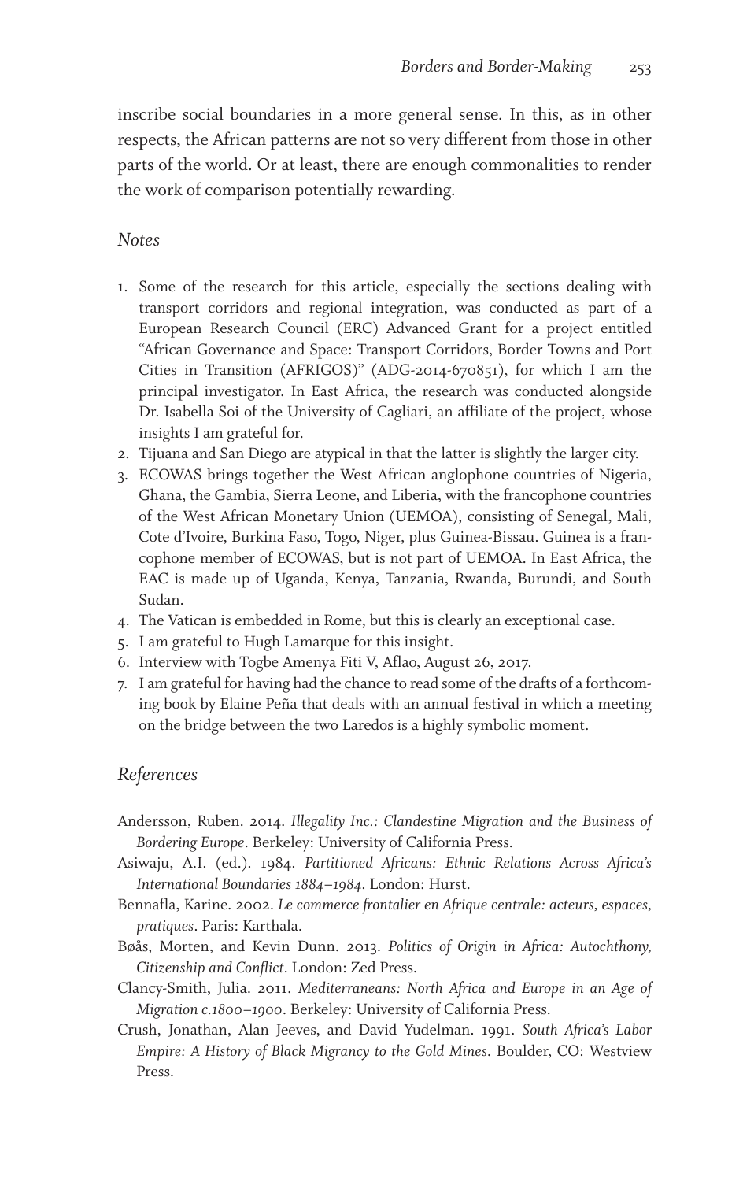inscribe social boundaries in a more general sense. In this, as in other respects, the African patterns are not so very different from those in other parts of the world. Or at least, there are enough commonalities to render the work of comparison potentially rewarding.

## *Notes*

1. Some of the research for this article, especially the sections dealing with transport corridors and regional integration, was conducted as part of a European Research Council (ERC) Advanced Grant for a project entitled "African Governance and Space: Transport Corridors, Border Towns and Port Cities in Transition (AFRIGOS)" (ADG-2014-670851), for which I am the principal investigator. In East Africa, the research was conducted alongside Dr. Isabella Soi of the University of Cagliari, an affiliate of the project, whose insights I am grateful for.
2. Tijuana and San Diego are atypical in that the latter is slightly the larger city.
3. ECOWAS brings together the West African anglophone countries of Nigeria, Ghana, the Gambia, Sierra Leone, and Liberia, with the francophone countries of the West African Monetary Union (UEMOA), consisting of Senegal, Mali, Cote d'Ivoire, Burkina Faso, Togo, Niger, plus Guinea-Bissau. Guinea is a francophone member of ECOWAS, but is not part of UEMOA. In East Africa, the EAC is made up of Uganda, Kenya, Tanzania, Rwanda, Burundi, and South Sudan.
4. The Vatican is embedded in Rome, but this is clearly an exceptional case.
5. I am grateful to Hugh Lamarque for this insight.
6. Interview with Togbe Amenya Fiti V, Aflao, August 26, 2017.
7. I am grateful for having had the chance to read some of the drafts of a forthcoming book by Elaine Peña that deals with an annual festival in which a meeting on the bridge between the two Laredos is a highly symbolic moment.

## *References*

Andersson, Ruben. 2014. *Illegality Inc.: Clandestine Migration and the Business of Bordering Europe*. Berkeley: University of California Press.

Asiwaju, A.I. (ed.). 1984. *Partitioned Africans: Ethnic Relations Across Africa's International Boundaries 1884–1984*. London: Hurst.

Bennafla, Karine. 2002. *Le commerce frontalier en Afrique centrale: acteurs, espaces, pratiques*. Paris: Karthala.

Bøås, Morten, and Kevin Dunn. 2013. *Politics of Origin in Africa: Autochthony, Citizenship and Conflict*. London: Zed Press.

Clancy-Smith, Julia. 2011. *Mediterraneans: North Africa and Europe in an Age of Migration c.1800–1900*. Berkeley: University of California Press.

Crush, Jonathan, Alan Jeeves, and David Yudelman. 1991. *South Africa's Labor Empire: A History of Black Migrancy to the Gold Mines*. Boulder, CO: Westview Press.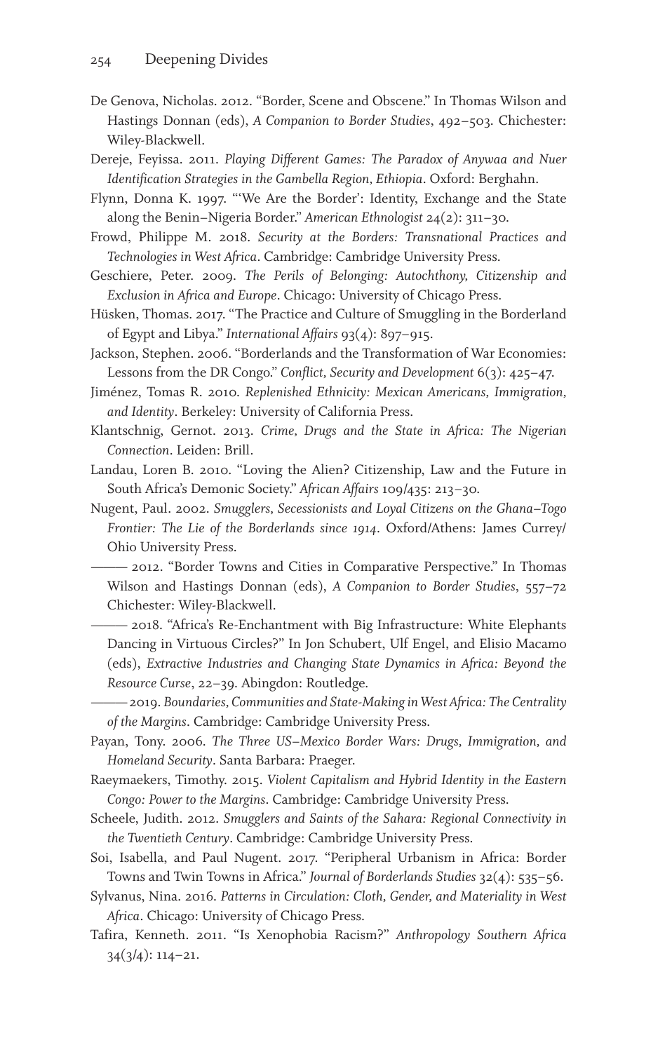De Genova, Nicholas. 2012. "Border, Scene and Obscene." In Thomas Wilson and Hastings Donnan (eds), *A Companion to Border Studies*, 492–503. Chichester: Wiley-Blackwell.

Dereje, Feyissa. 2011. *Playing Different Games: The Paradox of Anywaa and Nuer Identification Strategies in the Gambella Region, Ethiopia*. Oxford: Berghahn.

Flynn, Donna K. 1997. "'We Are the Border': Identity, Exchange and the State along the Benin–Nigeria Border." *American Ethnologist* 24(2): 311–30.

Frowd, Philippe M. 2018. *Security at the Borders: Transnational Practices and Technologies in West Africa*. Cambridge: Cambridge University Press.

Geschiere, Peter. 2009. *The Perils of Belonging: Autochthony, Citizenship and Exclusion in Africa and Europe*. Chicago: University of Chicago Press.

Hüsken, Thomas. 2017. "The Practice and Culture of Smuggling in the Borderland of Egypt and Libya." *International Affairs* 93(4): 897–915.

Jackson, Stephen. 2006. "Borderlands and the Transformation of War Economies: Lessons from the DR Congo." *Conflict, Security and Development* 6(3): 425–47.

Jiménez, Tomas R. 2010. *Replenished Ethnicity: Mexican Americans, Immigration, and Identity*. Berkeley: University of California Press.

Klantschnig, Gernot. 2013. *Crime, Drugs and the State in Africa: The Nigerian Connection*. Leiden: Brill.

Landau, Loren B. 2010. "Loving the Alien? Citizenship, Law and the Future in South Africa's Demonic Society." *African Affairs* 109/435: 213–30.

Nugent, Paul. 2002. *Smugglers, Secessionists and Loyal Citizens on the Ghana–Togo Frontier: The Lie of the Borderlands since 1914*. Oxford/Athens: James Currey/ Ohio University Press.

——— 2012. "Border Towns and Cities in Comparative Perspective." In Thomas Wilson and Hastings Donnan (eds), *A Companion to Border Studies*, 557–72 Chichester: Wiley-Blackwell.

——— 2018. "Africa's Re-Enchantment with Big Infrastructure: White Elephants Dancing in Virtuous Circles?" In Jon Schubert, Ulf Engel, and Elisio Macamo (eds), *Extractive Industries and Changing State Dynamics in Africa: Beyond the Resource Curse*, 22–39. Abingdon: Routledge.

——— 2019. *Boundaries, Communities and State-Making in West Africa: The Centrality of the Margins*. Cambridge: Cambridge University Press.

Payan, Tony. 2006. *The Three US–Mexico Border Wars: Drugs, Immigration, and Homeland Security*. Santa Barbara: Praeger.

Raeymaekers, Timothy. 2015. *Violent Capitalism and Hybrid Identity in the Eastern Congo: Power to the Margins*. Cambridge: Cambridge University Press.

Scheele, Judith. 2012. *Smugglers and Saints of the Sahara: Regional Connectivity in the Twentieth Century*. Cambridge: Cambridge University Press.

Soi, Isabella, and Paul Nugent. 2017. "Peripheral Urbanism in Africa: Border Towns and Twin Towns in Africa." *Journal of Borderlands Studies* 32(4): 535–56.

Sylvanus, Nina. 2016. *Patterns in Circulation: Cloth, Gender, and Materiality in West Africa*. Chicago: University of Chicago Press.

Tafira, Kenneth. 2011. "Is Xenophobia Racism?" *Anthropology Southern Africa* 34(3/4): 114–21.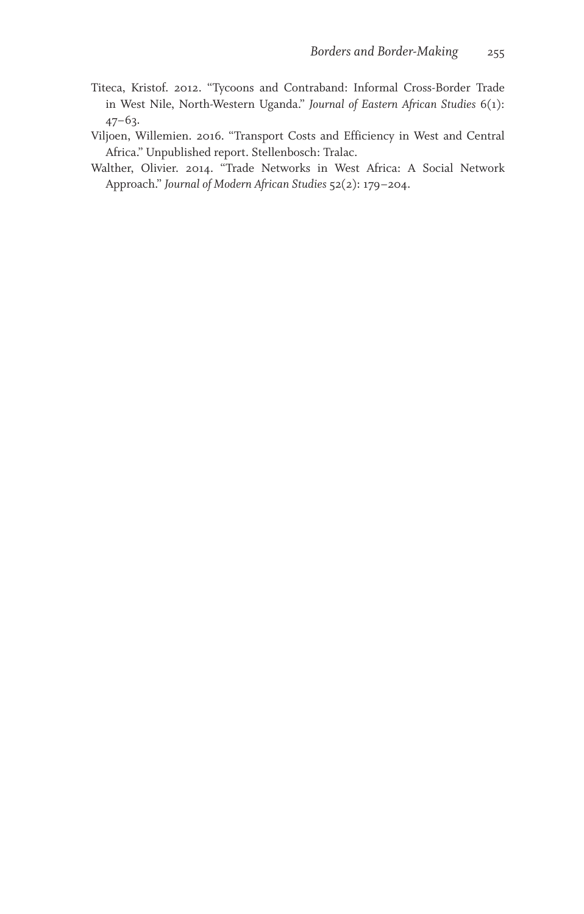Titeca, Kristof. 2012. "Tycoons and Contraband: Informal Cross-Border Trade in West Nile, North-Western Uganda." *Journal of Eastern African Studies* 6(1): 47–63.

Viljoen, Willemien. 2016. "Transport Costs and Efficiency in West and Central Africa." Unpublished report. Stellenbosch: Tralac.

Walther, Olivier. 2014. "Trade Networks in West Africa: A Social Network Approach." *Journal of Modern African Studies* 52(2): 179–204.